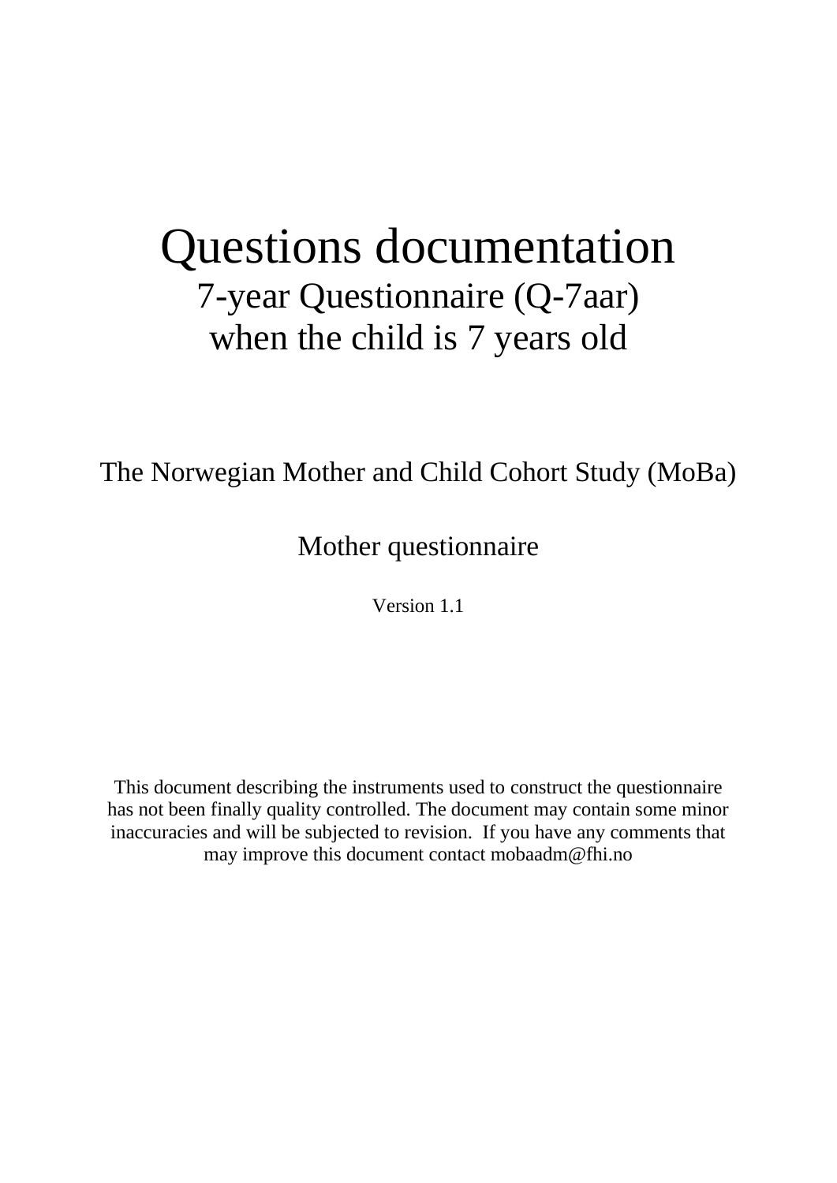# Questions documentation

## 7-year Questionnaire (Q-7aar) when the child is 7 years old

The Norwegian Mother and Child Cohort Study (MoBa)

Mother questionnaire

Version 1.1

This document describing the instruments used to construct the questionnaire has not been finally quality controlled. The document may contain some minor inaccuracies and will be subjected to revision. If you have any comments that may improve this document contact mobaadm@fhi.no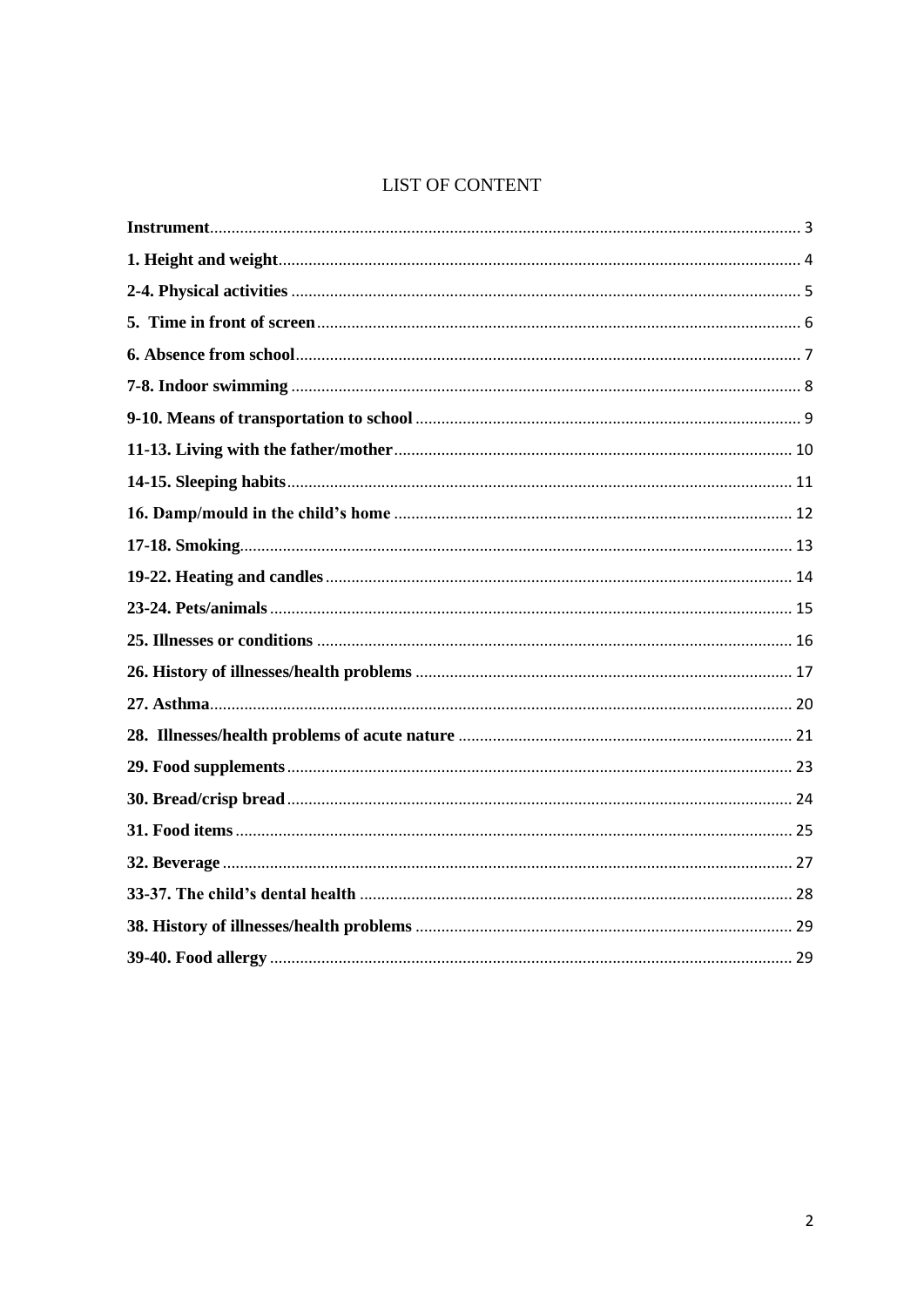# LIST OF CONTENT

**Instrument** ........ 3

**1. Height and weight** ........ 4

**2-4. Physical activities** ........ 5

**5. Time in front of screen** ........ 6

**6. Absence from school** ........ 7

**7-8. Indoor swimming** ........ 8

**9-10. Means of transportation to school** ........ 9

**11-13. Living with the father/mother** ........ 10

**14-15. Sleeping habits** ........ 11

**16. Damp/mould in the child's home** ........ 12

**17-18. Smoking** ........ 13

**19-22. Heating and candles** ........ 14

**23-24. Pets/animals** ........ 15

**25. Illnesses or conditions** ........ 16

**26. History of illnesses/health problems** ........ 17

**27. Asthma** ........ 20

**28. Illnesses/health problems of acute nature** ........ 21

**29. Food supplements** ........ 23

**30. Bread/crisp bread** ........ 24

**31. Food items** ........ 25

**32. Beverage** ........ 27

**33-37. The child's dental health** ........ 28

**38. History of illnesses/health problems** ........ 29

**39-40. Food allergy** ........ 29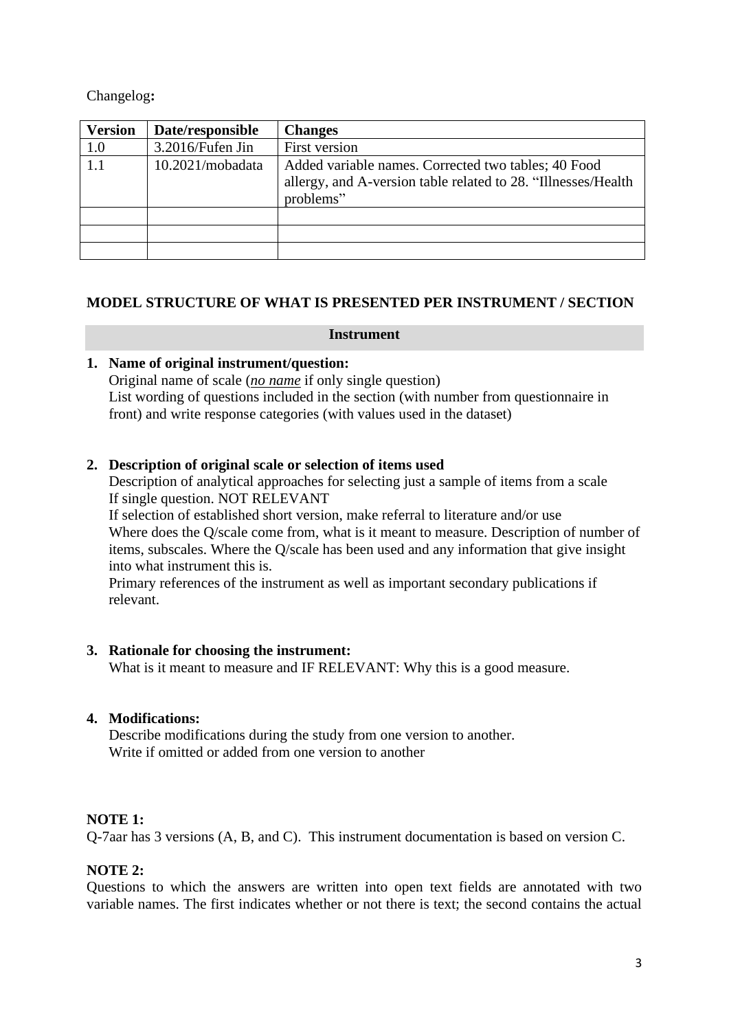Changelog**:**

| Version | Date/responsible | Changes |
|---|---|---|
| 1.0 | 3.2016/Fufen Jin | First version |
| 1.1 | 10.2021/mobadata | Added variable names. Corrected two tables; 40 Food allergy, and A-version table related to 28. "Illnesses/Health problems" |
| | | |
| | | |
| | | |

## MODEL STRUCTURE OF WHAT IS PRESENTED PER INSTRUMENT / SECTION

**Instrument**

1. **Name of original instrument/question:**
   Original name of scale (***no name*** if only single question)
   List wording of questions included in the section (with number from questionnaire in front) and write response categories (with values used in the dataset)

2. **Description of original scale or selection of items used**
   Description of analytical approaches for selecting just a sample of items from a scale
   If single question. NOT RELEVANT
   If selection of established short version, make referral to literature and/or use
   Where does the Q/scale come from, what is it meant to measure. Description of number of items, subscales. Where the Q/scale has been used and any information that give insight into what instrument this is.
   Primary references of the instrument as well as important secondary publications if relevant.

3. **Rationale for choosing the instrument:**
   What is it meant to measure and IF RELEVANT: Why this is a good measure.

4. **Modifications:**
   Describe modifications during the study from one version to another.
   Write if omitted or added from one version to another

**NOTE 1:**
Q-7aar has 3 versions (A, B, and C). This instrument documentation is based on version C.

**NOTE 2:**
Questions to which the answers are written into open text fields are annotated with two variable names. The first indicates whether or not there is text; the second contains the actual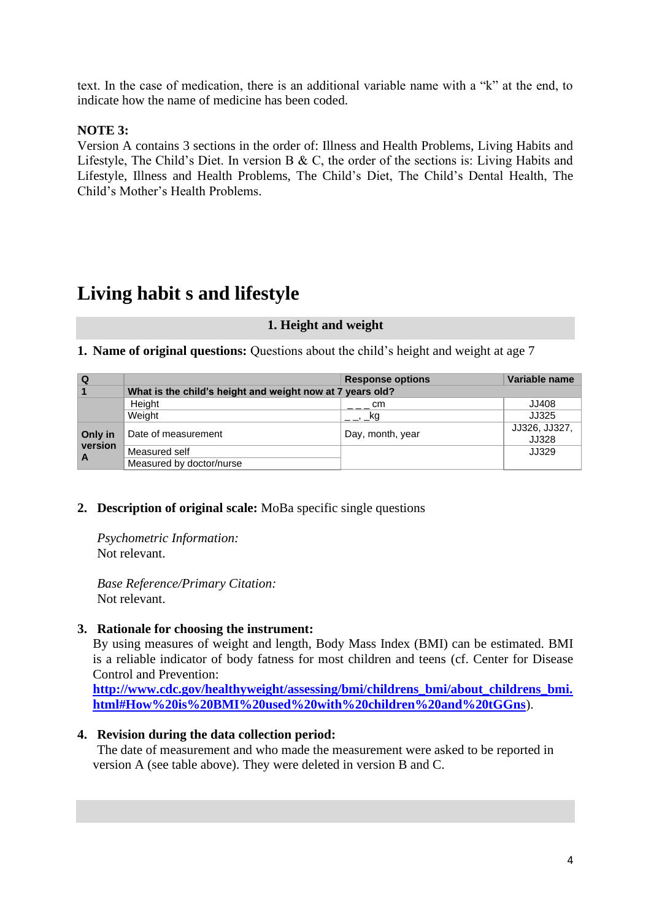text. In the case of medication, there is an additional variable name with a "k" at the end, to indicate how the name of medicine has been coded.

**NOTE 3:**
Version A contains 3 sections in the order of: Illness and Health Problems, Living Habits and Lifestyle, The Child's Diet. In version B & C, the order of the sections is: Living Habits and Lifestyle, Illness and Health Problems, The Child's Diet, The Child's Dental Health, The Child's Mother's Health Problems.

# Living habit s and lifestyle

## 1. Height and weight

1. **Name of original questions:** Questions about the child's height and weight at age 7

| Q | | Response options | Variable name |
|---|---|---|---|
| 1 | What is the child's height and weight now at 7 years old? | | |
| | Height | _ _ _ cm | JJ408 |
| | Weight | _ _, _kg | JJ325 |
| Only in version A | Date of measurement | Day, month, year | JJ326, JJ327, JJ328 |
| | Measured self | | JJ329 |
| | Measured by doctor/nurse | | |

2. **Description of original scale:** MoBa specific single questions

   *Psychometric Information:*
   Not relevant.

   *Base Reference/Primary Citation:*
   Not relevant.

3. **Rationale for choosing the instrument:**
   By using measures of weight and length, Body Mass Index (BMI) can be estimated. BMI is a reliable indicator of body fatness for most children and teens (cf. Center for Disease Control and Prevention: **http://www.cdc.gov/healthyweight/assessing/bmi/childrens_bmi/about_childrens_bmi.html#How%20is%20BMI%20used%20with%20children%20and%20tGGns**).

4. **Revision during the data collection period:**
   The date of measurement and who made the measurement were asked to be reported in version A (see table above). They were deleted in version B and C.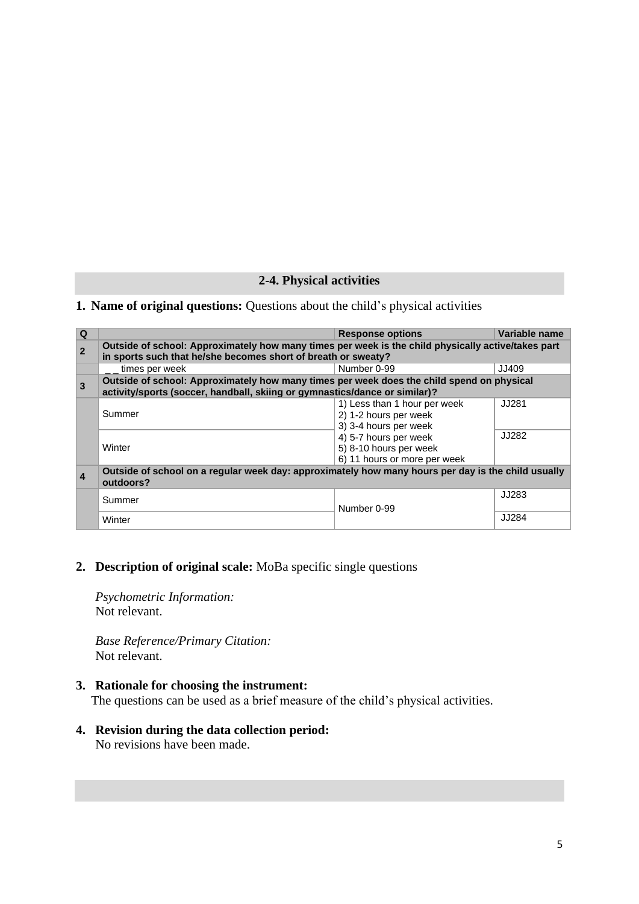## 2-4. Physical activities

**1. Name of original questions:** Questions about the child's physical activities

| Q | | Response options | Variable name |
|---|---|---|---|
| **2** | **Outside of school: Approximately how many times per week is the child physically active/takes part in sports such that he/she becomes short of breath or sweaty?** | | |
| | _ _ times per week | Number 0-99 | JJ409 |
| **3** | **Outside of school: Approximately how many times per week does the child spend on physical activity/sports (soccer, handball, skiing or gymnastics/dance or similar)?** | | |
| | Summer | 1) Less than 1 hour per week<br>2) 1-2 hours per week<br>3) 3-4 hours per week<br>4) 5-7 hours per week<br>5) 8-10 hours per week<br>6) 11 hours or more per week | JJ281 |
| | Winter | | JJ282 |
| **4** | **Outside of school on a regular week day: approximately how many hours per day is the child usually outdoors?** | | |
| | Summer | Number 0-99 | JJ283 |
| | Winter | | JJ284 |

**2. Description of original scale:** MoBa specific single questions

*Psychometric Information:*
Not relevant.

*Base Reference/Primary Citation:*
Not relevant.

**3. Rationale for choosing the instrument:**
The questions can be used as a brief measure of the child's physical activities.

**4. Revision during the data collection period:**
No revisions have been made.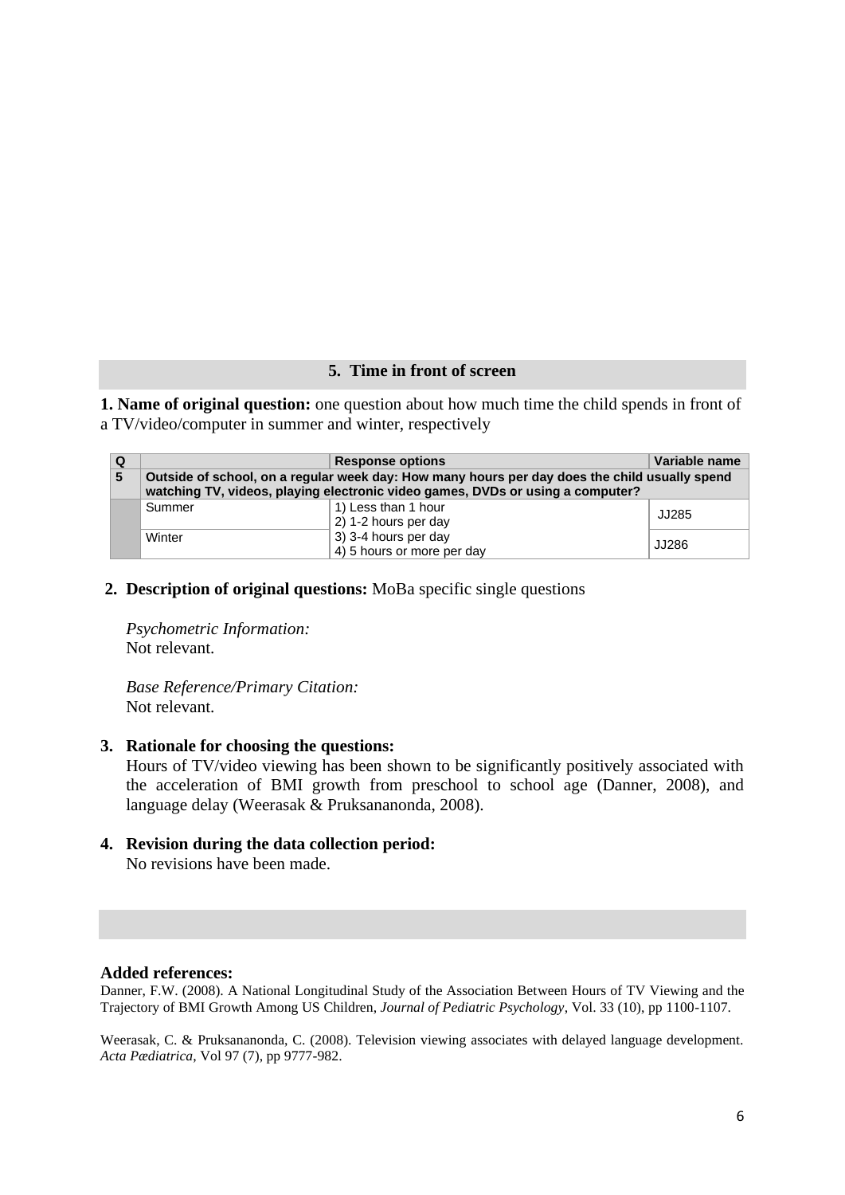## 5. Time in front of screen

**1. Name of original question:** one question about how much time the child spends in front of a TV/video/computer in summer and winter, respectively

| Q | | Response options | Variable name |
|---|---|---|---|
| **5** | **Outside of school, on a regular week day: How many hours per day does the child usually spend watching TV, videos, playing electronic video games, DVDs or using a computer?** | | |
| | Summer | 1) Less than 1 hour<br>2) 1-2 hours per day<br>3) 3-4 hours per day<br>4) 5 hours or more per day | JJ285 |
| | Winter | | JJ286 |

**2. Description of original questions:** MoBa specific single questions

*Psychometric Information:*
Not relevant.

*Base Reference/Primary Citation:*
Not relevant.

**3. Rationale for choosing the questions:**
Hours of TV/video viewing has been shown to be significantly positively associated with the acceleration of BMI growth from preschool to school age (Danner, 2008), and language delay (Weerasak & Pruksananonda, 2008).

**4. Revision during the data collection period:**
No revisions have been made.

**Added references:**

Danner, F.W. (2008). A National Longitudinal Study of the Association Between Hours of TV Viewing and the Trajectory of BMI Growth Among US Children, *Journal of Pediatric Psychology*, Vol. 33 (10), pp 1100-1107.

Weerasak, C. & Pruksananonda, C. (2008). Television viewing associates with delayed language development. *Acta Pædiatrica*, Vol 97 (7), pp 9777-982.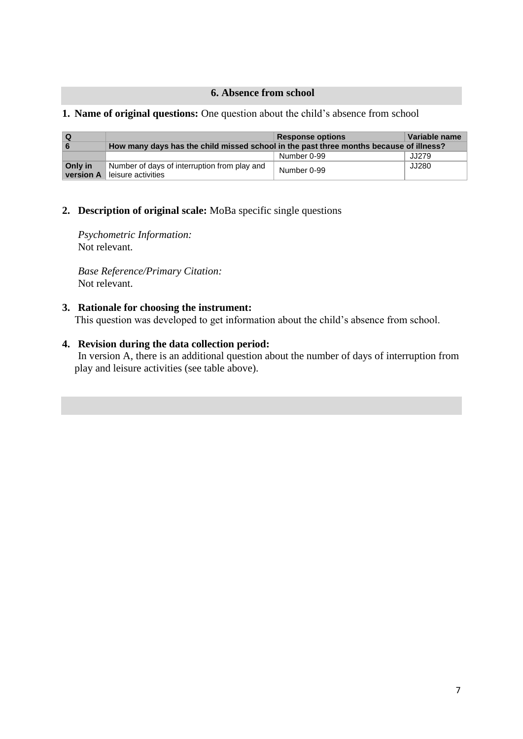## 6. Absence from school

1. **Name of original questions:** One question about the child's absence from school

| Q | | Response options | Variable name |
|---|---|---|---|
| **6** | **How many days has the child missed school in the past three months because of illness?** | | |
| | | Number 0-99 | JJ279 |
| **Only in version A** | Number of days of interruption from play and leisure activities | Number 0-99 | JJ280 |

2. **Description of original scale:** MoBa specific single questions

   *Psychometric Information:*
   Not relevant.

   *Base Reference/Primary Citation:*
   Not relevant.

3. **Rationale for choosing the instrument:**
   This question was developed to get information about the child's absence from school.

4. **Revision during the data collection period:**
   In version A, there is an additional question about the number of days of interruption from play and leisure activities (see table above).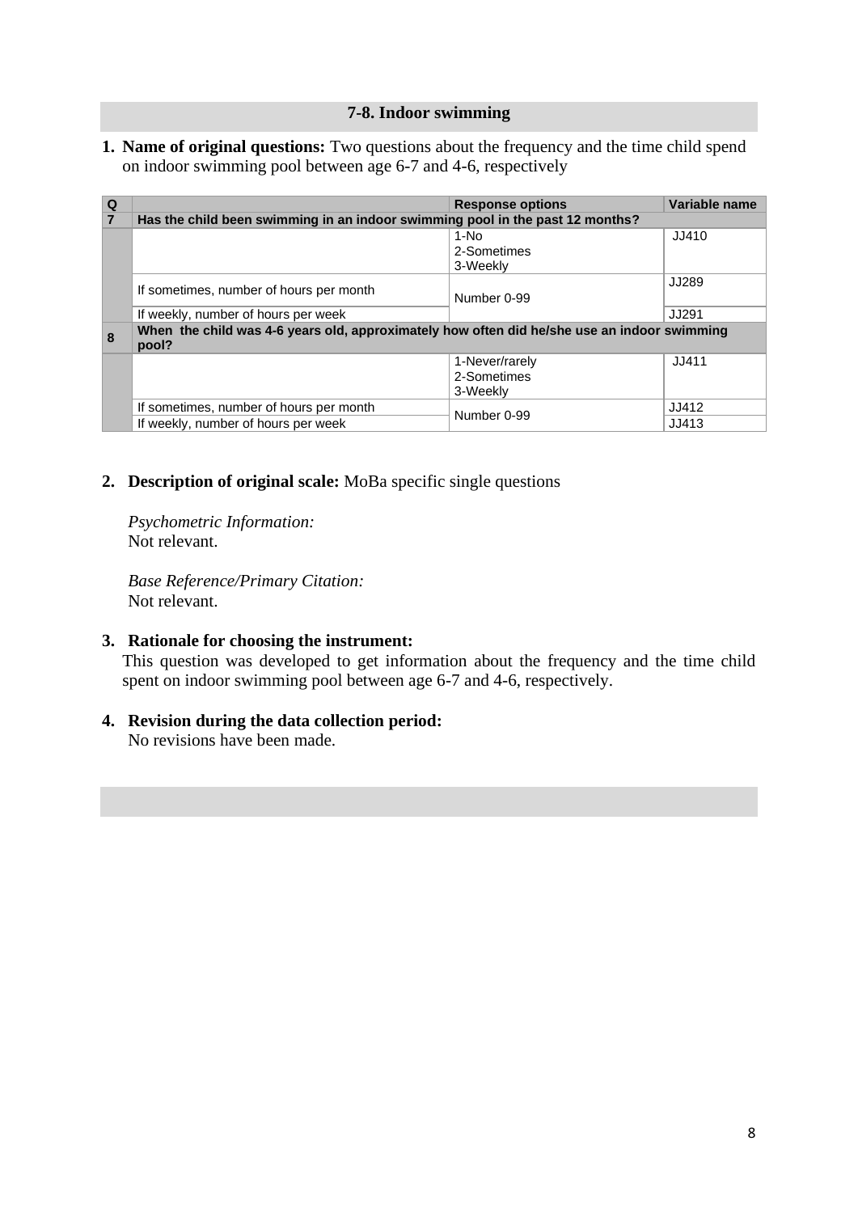## 7-8. Indoor swimming

1. **Name of original questions:** Two questions about the frequency and the time child spend on indoor swimming pool between age 6-7 and 4-6, respectively

| Q | | Response options | Variable name |
|---|---|---|---|
| **7** | **Has the child been swimming in an indoor swimming pool in the past 12 months?** | | |
| | | 1-No<br>2-Sometimes<br>3-Weekly | JJ410 |
| | If sometimes, number of hours per month | Number 0-99 | JJ289 |
| | If weekly, number of hours per week | | JJ291 |
| **8** | **When the child was 4-6 years old, approximately how often did he/she use an indoor swimming pool?** | | |
| | | 1-Never/rarely<br>2-Sometimes<br>3-Weekly | JJ411 |
| | If sometimes, number of hours per month | Number 0-99 | JJ412 |
| | If weekly, number of hours per week | | JJ413 |

2. **Description of original scale:** MoBa specific single questions

   *Psychometric Information:*
   Not relevant.

   *Base Reference/Primary Citation:*
   Not relevant.

3. **Rationale for choosing the instrument:**
   This question was developed to get information about the frequency and the time child spent on indoor swimming pool between age 6-7 and 4-6, respectively.

4. **Revision during the data collection period:**
   No revisions have been made.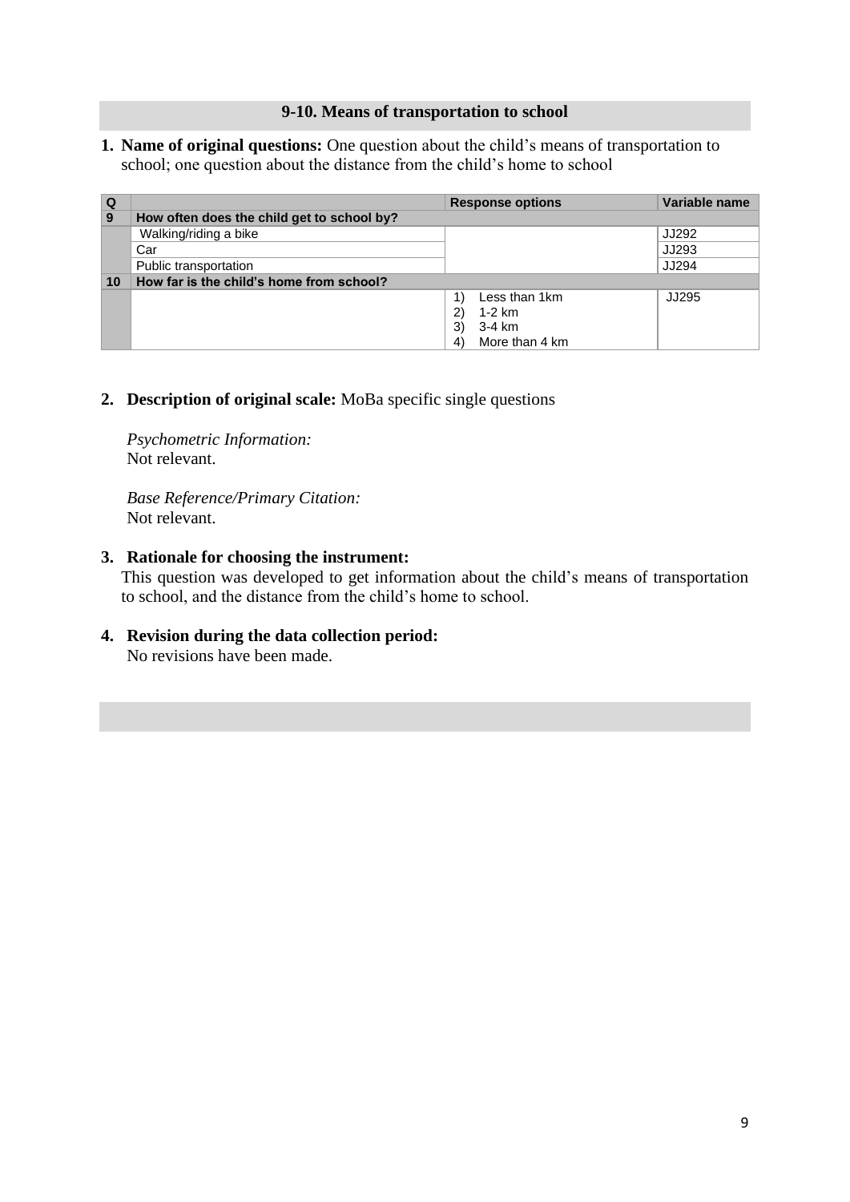## 9-10. Means of transportation to school

1. **Name of original questions:** One question about the child's means of transportation to school; one question about the distance from the child's home to school

| Q | | Response options | Variable name |
|---|---|---|---|
| **9** | **How often does the child get to school by?** | | |
| | Walking/riding a bike | | JJ292 |
| | Car | | JJ293 |
| | Public transportation | | JJ294 |
| **10** | **How far is the child's home from school?** | | |
| | | 1) Less than 1km<br>2) 1-2 km<br>3) 3-4 km<br>4) More than 4 km | JJ295 |

2. **Description of original scale:** MoBa specific single questions

   *Psychometric Information:*
   Not relevant.

   *Base Reference/Primary Citation:*
   Not relevant.

3. **Rationale for choosing the instrument:**
   This question was developed to get information about the child's means of transportation to school, and the distance from the child's home to school.

4. **Revision during the data collection period:**
   No revisions have been made.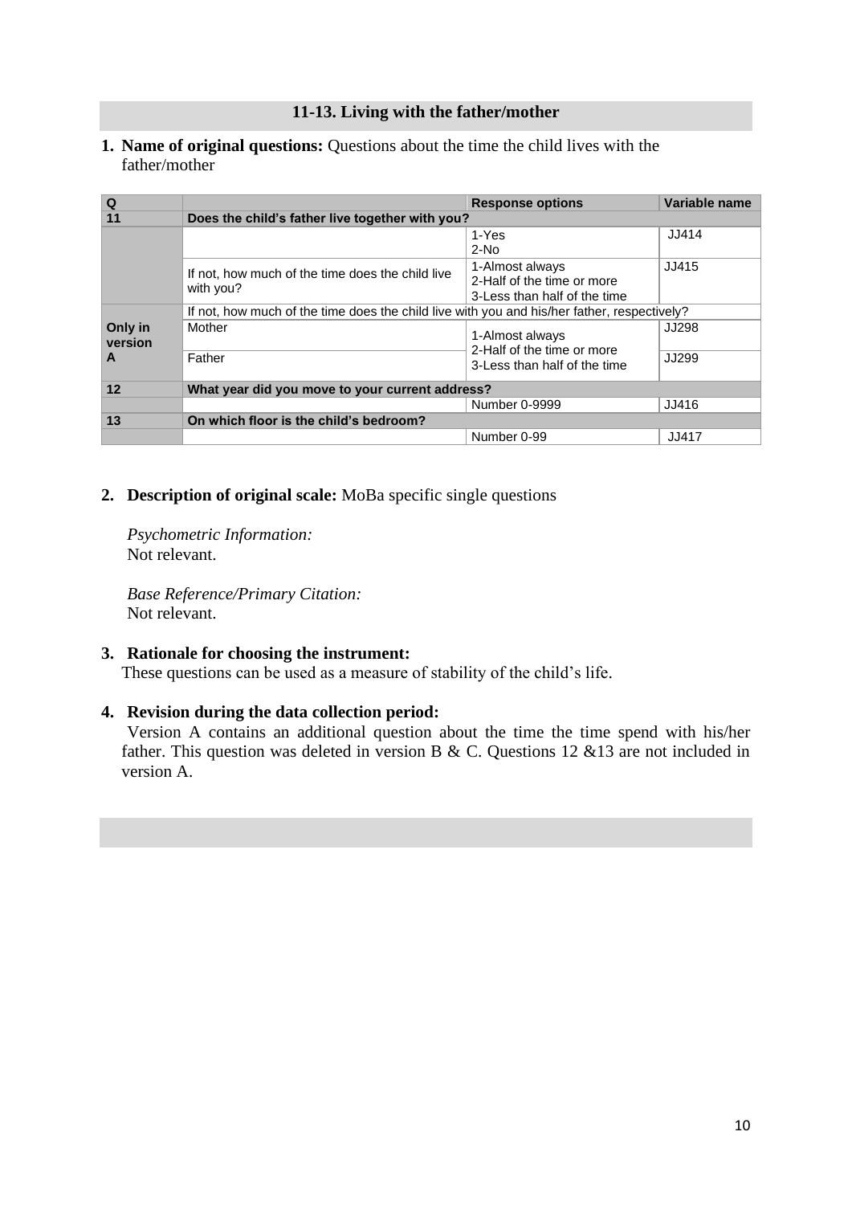## 11-13. Living with the father/mother

1. **Name of original questions:** Questions about the time the child lives with the father/mother

| Q | | Response options | Variable name |
|---|---|---|---|
| 11 | **Does the child's father live together with you?** | | |
| | | 1-Yes<br>2-No | JJ414 |
| | If not, how much of the time does the child live with you? | 1-Almost always<br>2-Half of the time or more<br>3-Less than half of the time | JJ415 |
| Only in version A | If not, how much of the time does the child live with you and his/her father, respectively? | | |
| | Mother | 1-Almost always<br>2-Half of the time or more<br>3-Less than half of the time | JJ298 |
| | Father | | JJ299 |
| 12 | **What year did you move to your current address?** | | |
| | | Number 0-9999 | JJ416 |
| 13 | **On which floor is the child's bedroom?** | | |
| | | Number 0-99 | JJ417 |

2. **Description of original scale:** MoBa specific single questions

   *Psychometric Information:*
   Not relevant.

   *Base Reference/Primary Citation:*
   Not relevant.

3. **Rationale for choosing the instrument:**
   These questions can be used as a measure of stability of the child's life.

4. **Revision during the data collection period:**
   Version A contains an additional question about the time the time spend with his/her father. This question was deleted in version B & C. Questions 12 &13 are not included in version A.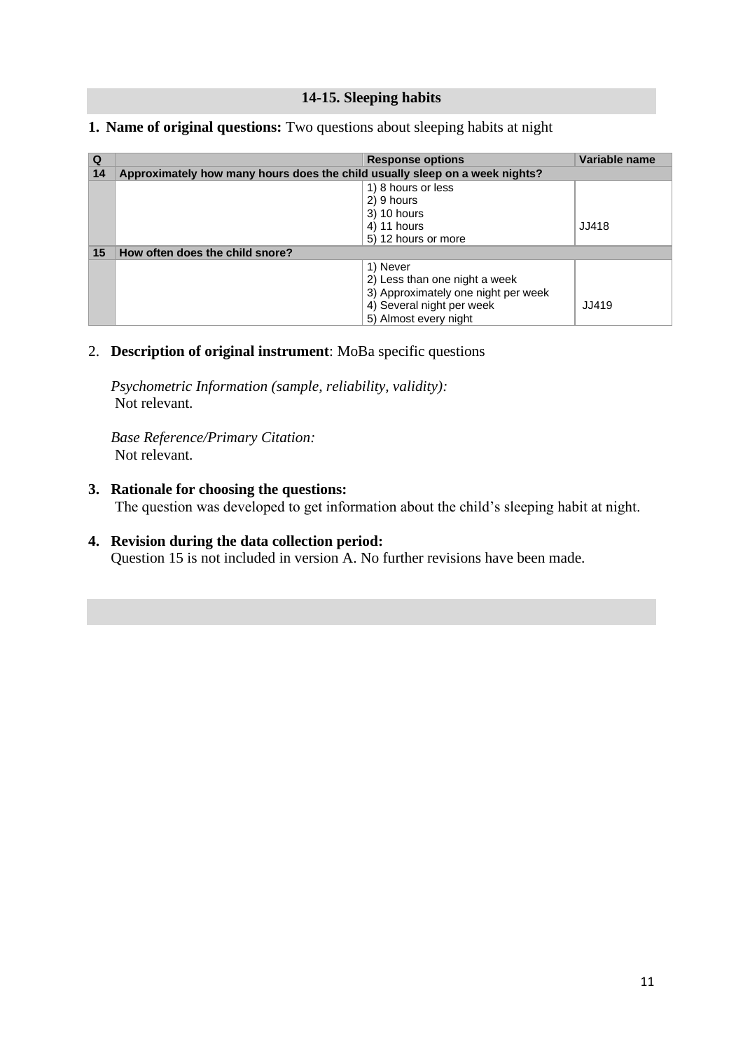## 14-15. Sleeping habits

**1. Name of original questions:** Two questions about sleeping habits at night

| Q | | Response options | Variable name |
|---|---|---|---|
| **14** | **Approximately how many hours does the child usually sleep on a week nights?** | | |
| | | 1) 8 hours or less<br>2) 9 hours<br>3) 10 hours<br>4) 11 hours<br>5) 12 hours or more | JJ418 |
| **15** | **How often does the child snore?** | | |
| | | 1) Never<br>2) Less than one night a week<br>3) Approximately one night per week<br>4) Several night per week<br>5) Almost every night | JJ419 |

2. **Description of original instrument**: MoBa specific questions

*Psychometric Information (sample, reliability, validity):*
Not relevant.

*Base Reference/Primary Citation:*
Not relevant.

**3. Rationale for choosing the questions:**
The question was developed to get information about the child's sleeping habit at night.

**4. Revision during the data collection period:**
Question 15 is not included in version A. No further revisions have been made.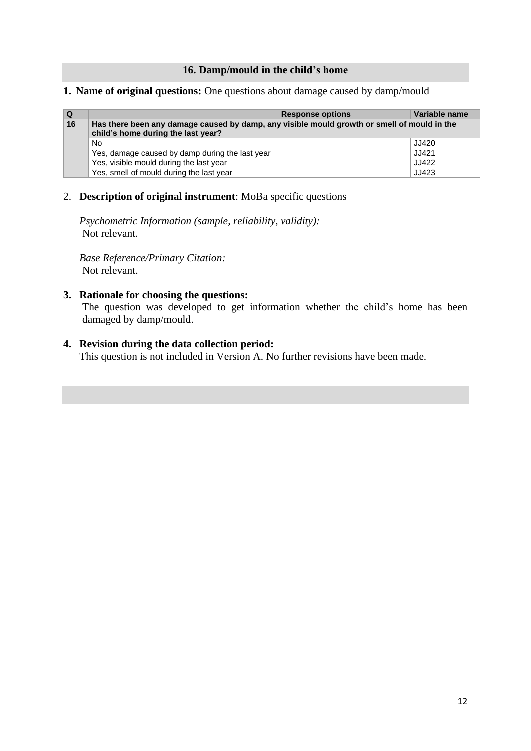## 16. Damp/mould in the child's home

**1. Name of original questions:** One questions about damage caused by damp/mould

| Q | | Response options | Variable name |
|---|---|---|---|
| **16** | **Has there been any damage caused by damp, any visible mould growth or smell of mould in the child's home during the last year?** | | |
| | No | | JJ420 |
| | Yes, damage caused by damp during the last year | | JJ421 |
| | Yes, visible mould during the last year | | JJ422 |
| | Yes, smell of mould during the last year | | JJ423 |

2. **Description of original instrument**: MoBa specific questions

*Psychometric Information (sample, reliability, validity):*
Not relevant.

*Base Reference/Primary Citation:*
Not relevant.

**3. Rationale for choosing the questions:**
The question was developed to get information whether the child's home has been damaged by damp/mould.

**4. Revision during the data collection period:**
This question is not included in Version A. No further revisions have been made.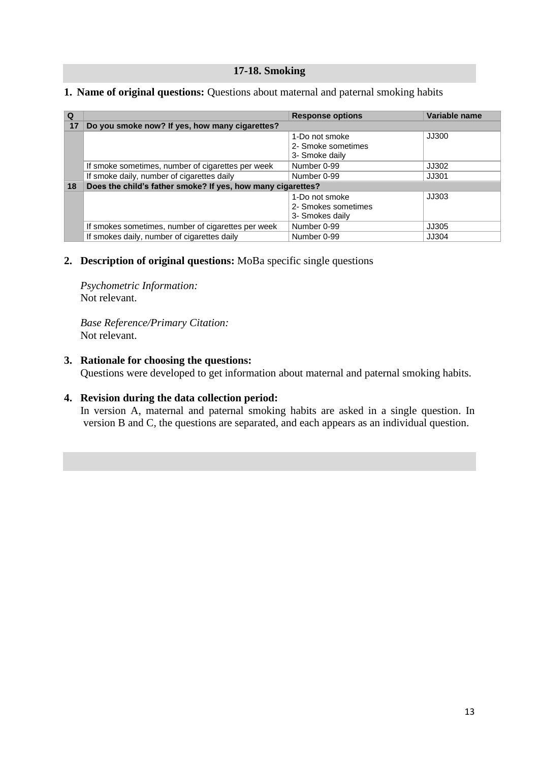## 17-18. Smoking

1. **Name of original questions:** Questions about maternal and paternal smoking habits

| Q | | Response options | Variable name |
|---|---|---|---|
| **17** | **Do you smoke now? If yes, how many cigarettes?** | | |
| | | 1-Do not smoke<br>2- Smoke sometimes<br>3- Smoke daily | JJ300 |
| | If smoke sometimes, number of cigarettes per week | Number 0-99 | JJ302 |
| | If smoke daily, number of cigarettes daily | Number 0-99 | JJ301 |
| **18** | **Does the child's father smoke? If yes, how many cigarettes?** | | |
| | | 1-Do not smoke<br>2- Smokes sometimes<br>3- Smokes daily | JJ303 |
| | If smokes sometimes, number of cigarettes per week | Number 0-99 | JJ305 |
| | If smokes daily, number of cigarettes daily | Number 0-99 | JJ304 |

2. **Description of original questions:** MoBa specific single questions

   *Psychometric Information:*
   Not relevant.

   *Base Reference/Primary Citation:*
   Not relevant.

3. **Rationale for choosing the questions:**
   Questions were developed to get information about maternal and paternal smoking habits.

4. **Revision during the data collection period:**
   In version A, maternal and paternal smoking habits are asked in a single question. In version B and C, the questions are separated, and each appears as an individual question.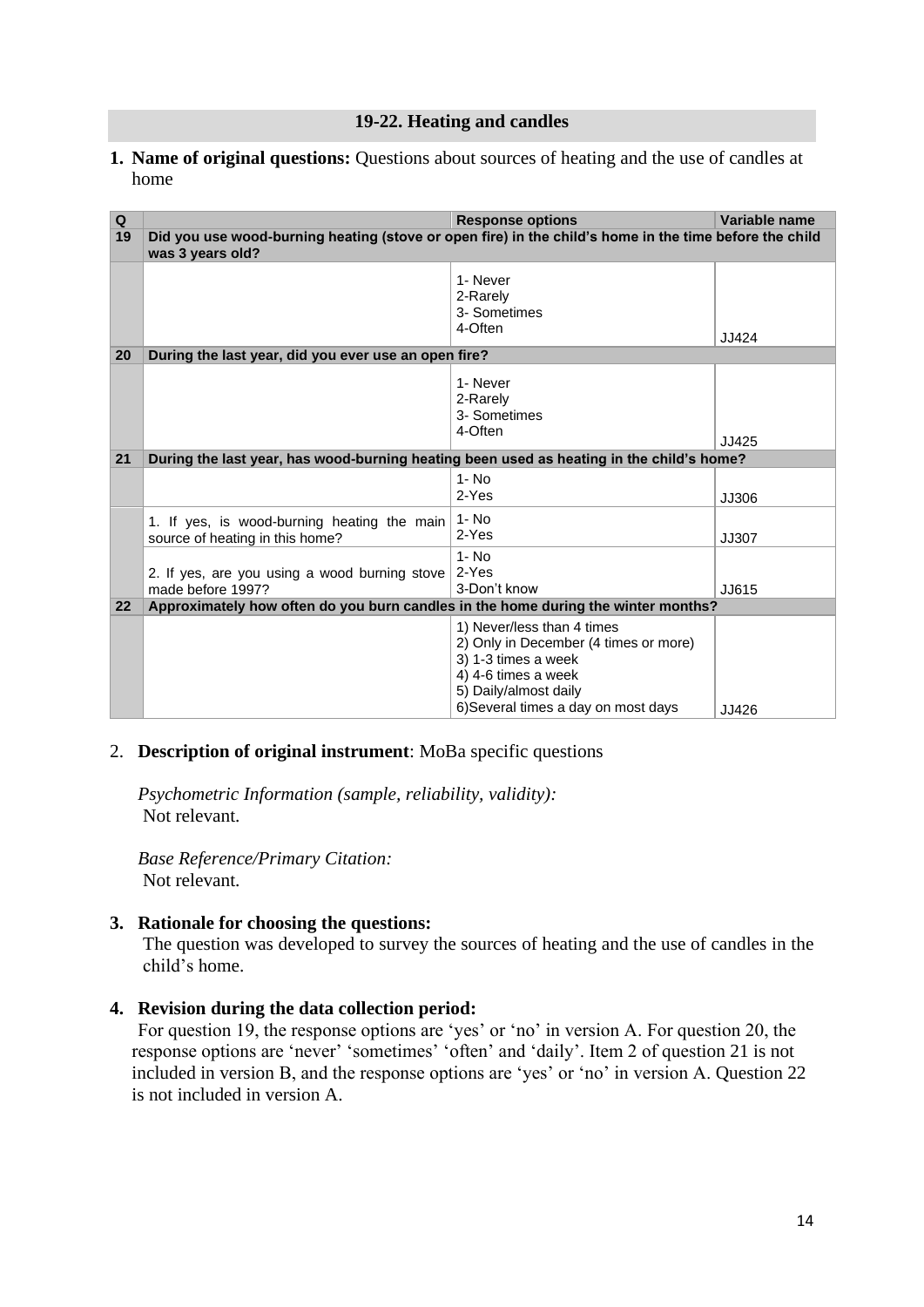## 19-22. Heating and candles

1. **Name of original questions:** Questions about sources of heating and the use of candles at home

| Q | | Response options | Variable name |
|---|---|---|---|
| **19** | **Did you use wood-burning heating (stove or open fire) in the child's home in the time before the child was 3 years old?** | | |
| | | 1- Never<br>2-Rarely<br>3- Sometimes<br>4-Often | JJ424 |
| **20** | **During the last year, did you ever use an open fire?** | | |
| | | 1- Never<br>2-Rarely<br>3- Sometimes<br>4-Often | JJ425 |
| **21** | **During the last year, has wood-burning heating been used as heating in the child's home?** | | |
| | | 1- No<br>2-Yes | JJ306 |
| | 1. If yes, is wood-burning heating the main source of heating in this home? | 1- No<br>2-Yes | JJ307 |
| | 2. If yes, are you using a wood burning stove made before 1997? | 1- No<br>2-Yes<br>3-Don't know | JJ615 |
| **22** | **Approximately how often do you burn candles in the home during the winter months?** | | |
| | | 1) Never/less than 4 times<br>2) Only in December (4 times or more)<br>3) 1-3 times a week<br>4) 4-6 times a week<br>5) Daily/almost daily<br>6)Several times a day on most days | JJ426 |

2. **Description of original instrument**: MoBa specific questions

   *Psychometric Information (sample, reliability, validity):*
   Not relevant.

   *Base Reference/Primary Citation:*
   Not relevant.

3. **Rationale for choosing the questions:**
   The question was developed to survey the sources of heating and the use of candles in the child's home.

4. **Revision during the data collection period:**
   For question 19, the response options are 'yes' or 'no' in version A. For question 20, the response options are 'never' 'sometimes' 'often' and 'daily'. Item 2 of question 21 is not included in version B, and the response options are 'yes' or 'no' in version A. Question 22 is not included in version A.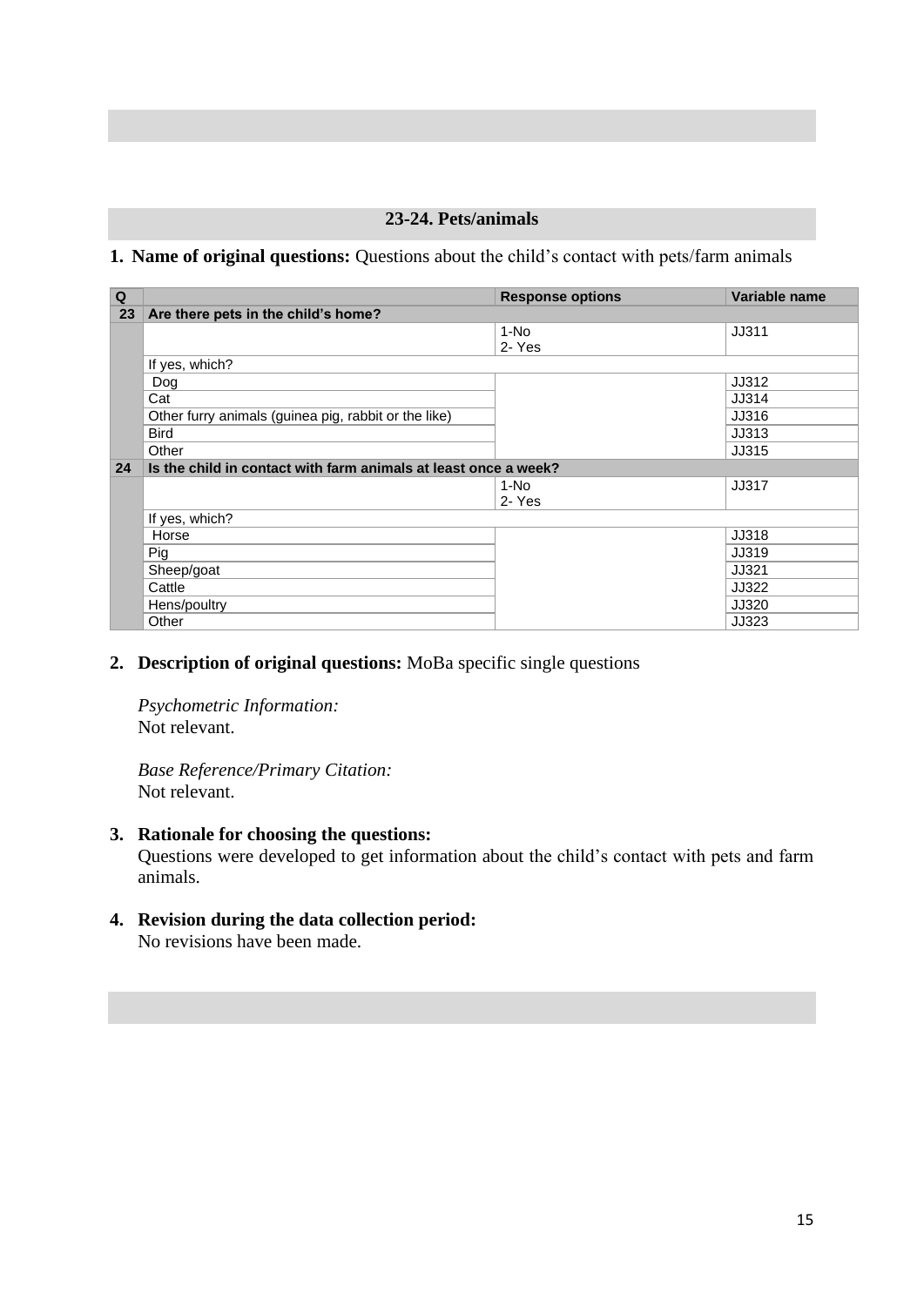## 23-24. Pets/animals

1. **Name of original questions:** Questions about the child's contact with pets/farm animals

| Q | | Response options | Variable name |
|---|---|---|---|
| **23** | **Are there pets in the child's home?** | | |
| | | 1-No<br>2- Yes | JJ311 |
| | If yes, which? | | |
| | Dog | | JJ312 |
| | Cat | | JJ314 |
| | Other furry animals (guinea pig, rabbit or the like) | | JJ316 |
| | Bird | | JJ313 |
| | Other | | JJ315 |
| **24** | **Is the child in contact with farm animals at least once a week?** | | |
| | | 1-No<br>2- Yes | JJ317 |
| | If yes, which? | | |
| | Horse | | JJ318 |
| | Pig | | JJ319 |
| | Sheep/goat | | JJ321 |
| | Cattle | | JJ322 |
| | Hens/poultry | | JJ320 |
| | Other | | JJ323 |

2. **Description of original questions:** MoBa specific single questions

   *Psychometric Information:*
   Not relevant.

   *Base Reference/Primary Citation:*
   Not relevant.

3. **Rationale for choosing the questions:**
   Questions were developed to get information about the child's contact with pets and farm animals.

4. **Revision during the data collection period:**
   No revisions have been made.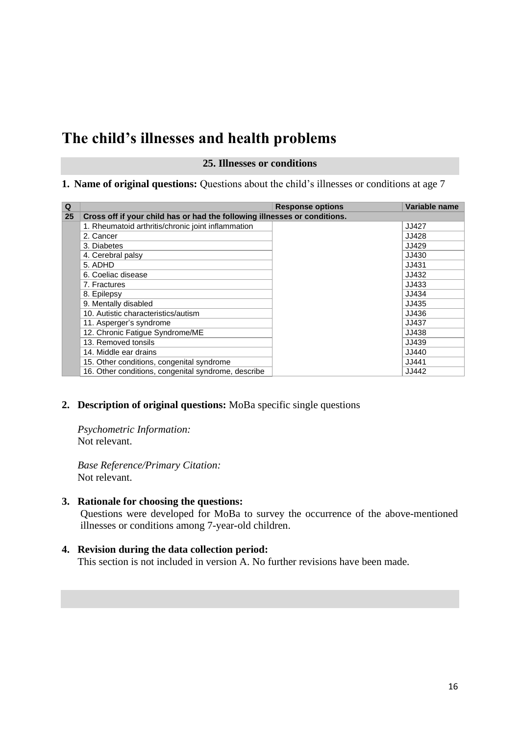# The child's illnesses and hearing problems

## 25. Illnesses or conditions

**1. Name of original questions:** Questions about the child's illnesses or conditions at age 7

| Q | | Response options | Variable name |
|---|---|---|---|
| 25 | Cross off if your child has or had the following illnesses or conditions. | | |
| | 1. Rheumatoid arthritis/chronic joint inflammation | | JJ427 |
| | 2. Cancer | | JJ428 |
| | 3. Diabetes | | JJ429 |
| | 4. Cerebral palsy | | JJ430 |
| | 5. ADHD | | JJ431 |
| | 6. Coeliac disease | | JJ432 |
| | 7. Fractures | | JJ433 |
| | 8. Epilepsy | | JJ434 |
| | 9. Mentally disabled | | JJ435 |
| | 10. Autistic characteristics/autism | | JJ436 |
| | 11. Asperger's syndrome | | JJ437 |
| | 12. Chronic Fatigue Syndrome/ME | | JJ438 |
| | 13. Removed tonsils | | JJ439 |
| | 14. Middle ear drains | | JJ440 |
| | 15. Other conditions, congenital syndrome | | JJ441 |
| | 16. Other conditions, congenital syndrome, describe | | JJ442 |

**2. Description of original questions:** MoBa specific single questions

*Psychometric Information:*
Not relevant.

*Base Reference/Primary Citation:*
Not relevant.

**3. Rationale for choosing the questions:**
Questions were developed for MoBa to survey the occurrence of the above-mentioned illnesses or conditions among 7-year-old children.

**4. Revision during the data collection period:**
This section is not included in version A. No further revisions have been made.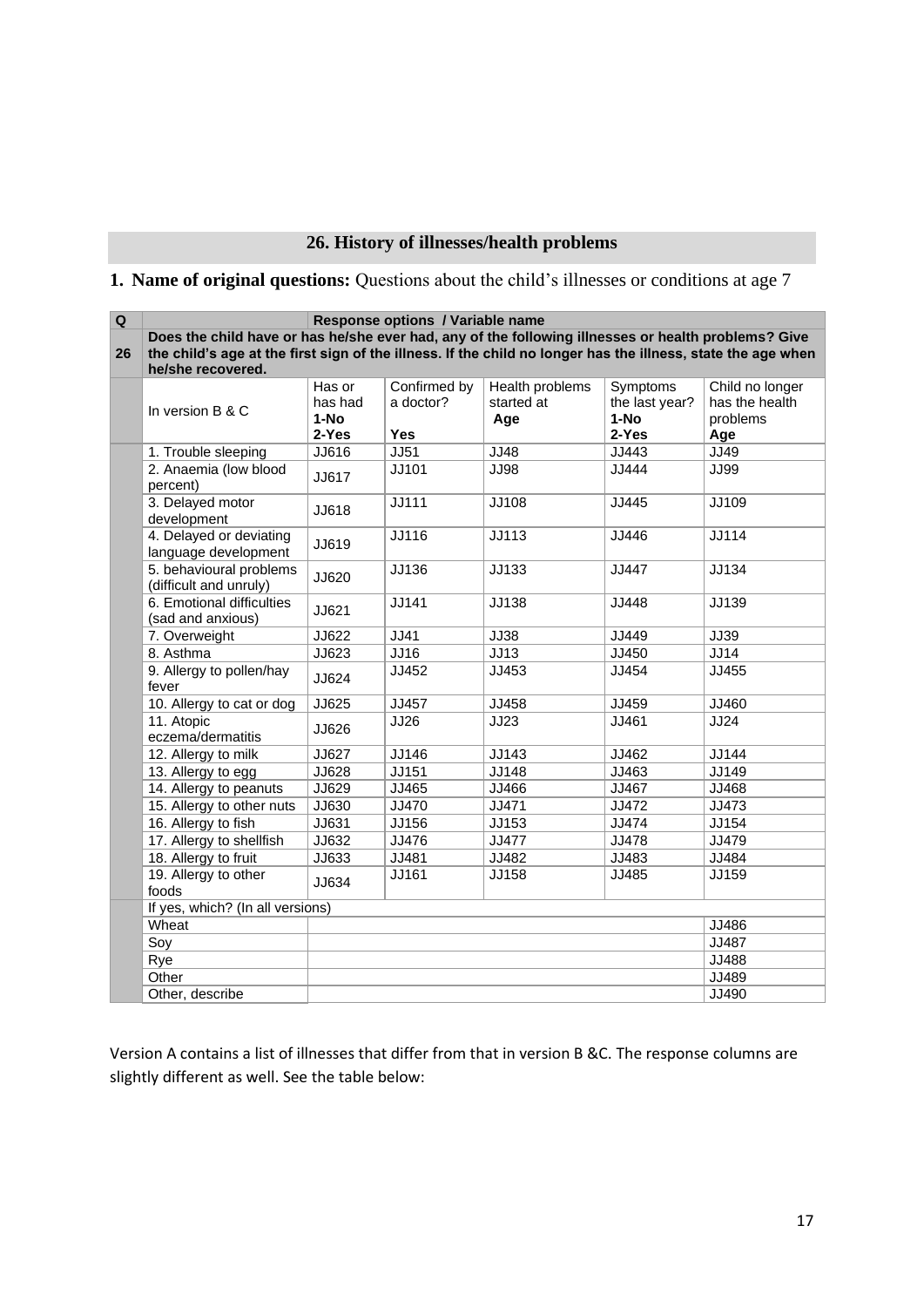## 26. History of illnesses/health problems

**1. Name of original questions:** Questions about the child's illnesses or conditions at age 7

| Q | Response options / Variable name | | | | | |
|---|---|---|---|---|---|---|
| 26 | **Does the child have or has he/she ever had, any of the following illnesses or health problems? Give the child's age at the first sign of the illness. If the child no longer has the illness, state the age when he/she recovered.** | | | | | |
| | In version B & C | Has or has had **1-No 2-Yes** | Confirmed by a doctor? **Yes** | Health problems started at **Age** | Symptoms the last year? **1-No 2-Yes** | Child no longer has the health problems **Age** |
| | 1. Trouble sleeping | JJ616 | JJ51 | JJ48 | JJ443 | JJ49 |
| | 2. Anaemia (low blood percent) | JJ617 | JJ101 | JJ98 | JJ444 | JJ99 |
| | 3. Delayed motor development | JJ618 | JJ111 | JJ108 | JJ445 | JJ109 |
| | 4. Delayed or deviating language development | JJ619 | JJ116 | JJ113 | JJ446 | JJ114 |
| | 5. behavioural problems (difficult and unruly) | JJ620 | JJ136 | JJ133 | JJ447 | JJ134 |
| | 6. Emotional difficulties (sad and anxious) | JJ621 | JJ141 | JJ138 | JJ448 | JJ139 |
| | 7. Overweight | JJ622 | JJ41 | JJ38 | JJ449 | JJ39 |
| | 8. Asthma | JJ623 | JJ16 | JJ13 | JJ450 | JJ14 |
| | 9. Allergy to pollen/hay fever | JJ624 | JJ452 | JJ453 | JJ454 | JJ455 |
| | 10. Allergy to cat or dog | JJ625 | JJ457 | JJ458 | JJ459 | JJ460 |
| | 11. Atopic eczema/dermatitis | JJ626 | JJ26 | JJ23 | JJ461 | JJ24 |
| | 12. Allergy to milk | JJ627 | JJ146 | JJ143 | JJ462 | JJ144 |
| | 13. Allergy to egg | JJ628 | JJ151 | JJ148 | JJ463 | JJ149 |
| | 14. Allergy to peanuts | JJ629 | JJ465 | JJ466 | JJ467 | JJ468 |
| | 15. Allergy to other nuts | JJ630 | JJ470 | JJ471 | JJ472 | JJ473 |
| | 16. Allergy to fish | JJ631 | JJ156 | JJ153 | JJ474 | JJ154 |
| | 17. Allergy to shellfish | JJ632 | JJ476 | JJ477 | JJ478 | JJ479 |
| | 18. Allergy to fruit | JJ633 | JJ481 | JJ482 | JJ483 | JJ484 |
| | 19. Allergy to other foods | JJ634 | JJ161 | JJ158 | JJ485 | JJ159 |
| | If yes, which? (In all versions) | | | | | |
| | Wheat | | | | | JJ486 |
| | Soy | | | | | JJ487 |
| | Rye | | | | | JJ488 |
| | Other | | | | | JJ489 |
| | Other, describe | | | | | JJ490 |

Version A contains a list of illnesses that differ from that in version B &C. The response columns are slightly different as well. See the table below: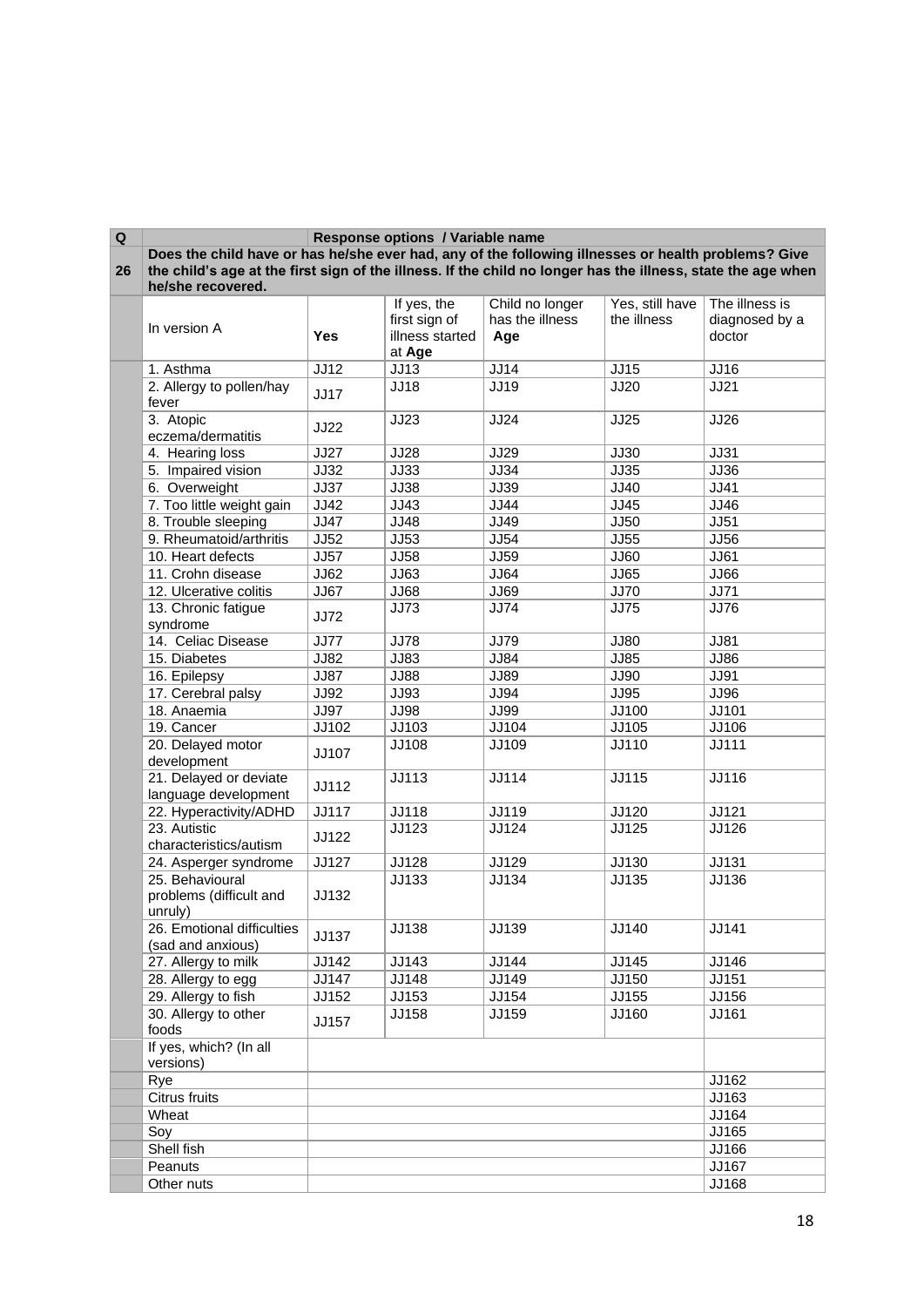| Q | | Response options / Variable name | | | | |
|---|---|---|---|---|---|---|
| 26 | **Does the child have or has he/she ever had, any of the following illnesses or health problems? Give the child's age at the first sign of the illness. If the child no longer has the illness, state the age when he/she recovered.** | | | | | |
| | In version A | **Yes** | If yes, the first sign of illness started at **Age** | Child no longer has the illness **Age** | Yes, still have the illness | The illness is diagnosed by a doctor |
| | 1. Asthma | JJ12 | JJ13 | JJ14 | JJ15 | JJ16 |
| | 2. Allergy to pollen/hay fever | JJ17 | JJ18 | JJ19 | JJ20 | JJ21 |
| | 3. Atopic eczema/dermatitis | JJ22 | JJ23 | JJ24 | JJ25 | JJ26 |
| | 4. Hearing loss | JJ27 | JJ28 | JJ29 | JJ30 | JJ31 |
| | 5. Impaired vision | JJ32 | JJ33 | JJ34 | JJ35 | JJ36 |
| | 6. Overweight | JJ37 | JJ38 | JJ39 | JJ40 | JJ41 |
| | 7. Too little weight gain | JJ42 | JJ43 | JJ44 | JJ45 | JJ46 |
| | 8. Trouble sleeping | JJ47 | JJ48 | JJ49 | JJ50 | JJ51 |
| | 9. Rheumatoid/arthritis | JJ52 | JJ53 | JJ54 | JJ55 | JJ56 |
| | 10. Heart defects | JJ57 | JJ58 | JJ59 | JJ60 | JJ61 |
| | 11. Crohn disease | JJ62 | JJ63 | JJ64 | JJ65 | JJ66 |
| | 12. Ulcerative colitis | JJ67 | JJ68 | JJ69 | JJ70 | JJ71 |
| | 13. Chronic fatigue syndrome | JJ72 | JJ73 | JJ74 | JJ75 | JJ76 |
| | 14. Celiac Disease | JJ77 | JJ78 | JJ79 | JJ80 | JJ81 |
| | 15. Diabetes | JJ82 | JJ83 | JJ84 | JJ85 | JJ86 |
| | 16. Epilepsy | JJ87 | JJ88 | JJ89 | JJ90 | JJ91 |
| | 17. Cerebral palsy | JJ92 | JJ93 | JJ94 | JJ95 | JJ96 |
| | 18. Anaemia | JJ97 | JJ98 | JJ99 | JJ100 | JJ101 |
| | 19. Cancer | JJ102 | JJ103 | JJ104 | JJ105 | JJ106 |
| | 20. Delayed motor development | JJ107 | JJ108 | JJ109 | JJ110 | JJ111 |
| | 21. Delayed or deviate language development | JJ112 | JJ113 | JJ114 | JJ115 | JJ116 |
| | 22. Hyperactivity/ADHD | JJ117 | JJ118 | JJ119 | JJ120 | JJ121 |
| | 23. Autistic characteristics/autism | JJ122 | JJ123 | JJ124 | JJ125 | JJ126 |
| | 24. Asperger syndrome | JJ127 | JJ128 | JJ129 | JJ130 | JJ131 |
| | 25. Behavioural problems (difficult and unruly) | JJ132 | JJ133 | JJ134 | JJ135 | JJ136 |
| | 26. Emotional difficulties (sad and anxious) | JJ137 | JJ138 | JJ139 | JJ140 | JJ141 |
| | 27. Allergy to milk | JJ142 | JJ143 | JJ144 | JJ145 | JJ146 |
| | 28. Allergy to egg | JJ147 | JJ148 | JJ149 | JJ150 | JJ151 |
| | 29. Allergy to fish | JJ152 | JJ153 | JJ154 | JJ155 | JJ156 |
| | 30. Allergy to other foods | JJ157 | JJ158 | JJ159 | JJ160 | JJ161 |
| | If yes, which? (In all versions) | | | | | |
| | Rye | | | | | JJ162 |
| | Citrus fruits | | | | | JJ163 |
| | Wheat | | | | | JJ164 |
| | Soy | | | | | JJ165 |
| | Shell fish | | | | | JJ166 |
| | Peanuts | | | | | JJ167 |
| | Other nuts | | | | | JJ168 |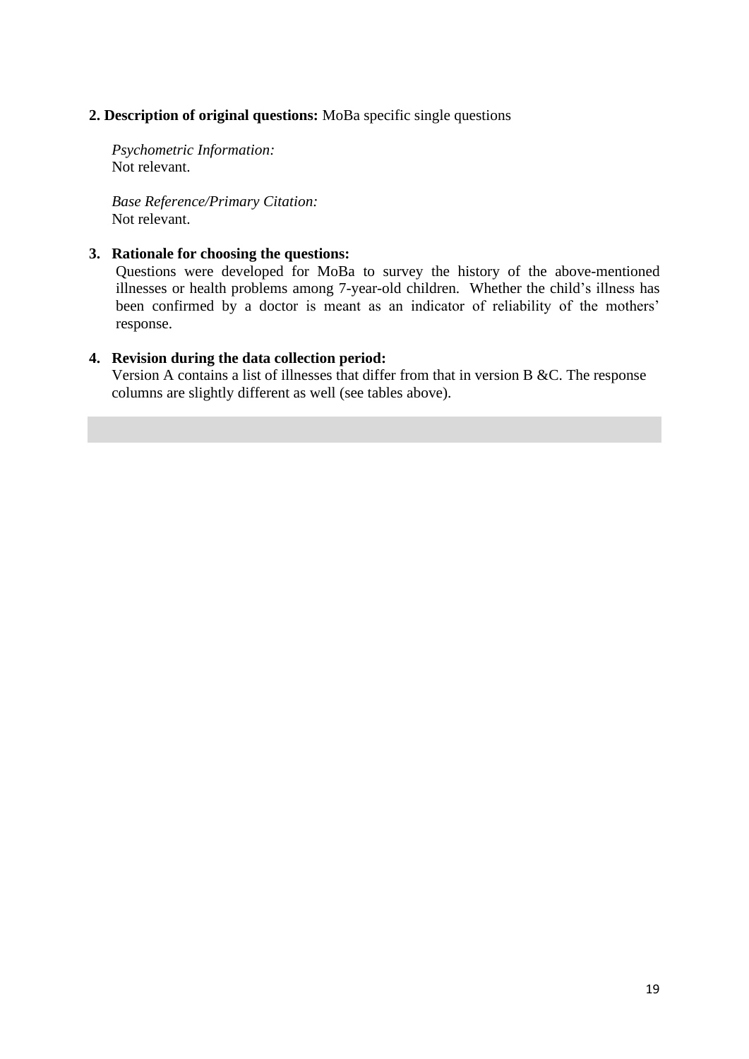**2. Description of original questions:** MoBa specific single questions

*Psychometric Information:*
Not relevant.

*Base Reference/Primary Citation:*
Not relevant.

**3. Rationale for choosing the questions:**

Questions were developed for MoBa to survey the history of the above-mentioned illnesses or health problems among 7-year-old children. Whether the child's illness has been confirmed by a doctor is meant as an indicator of reliability of the mothers' response.

**4. Revision during the data collection period:**

Version A contains a list of illnesses that differ from that in version B &C. The response columns are slightly different as well (see tables above).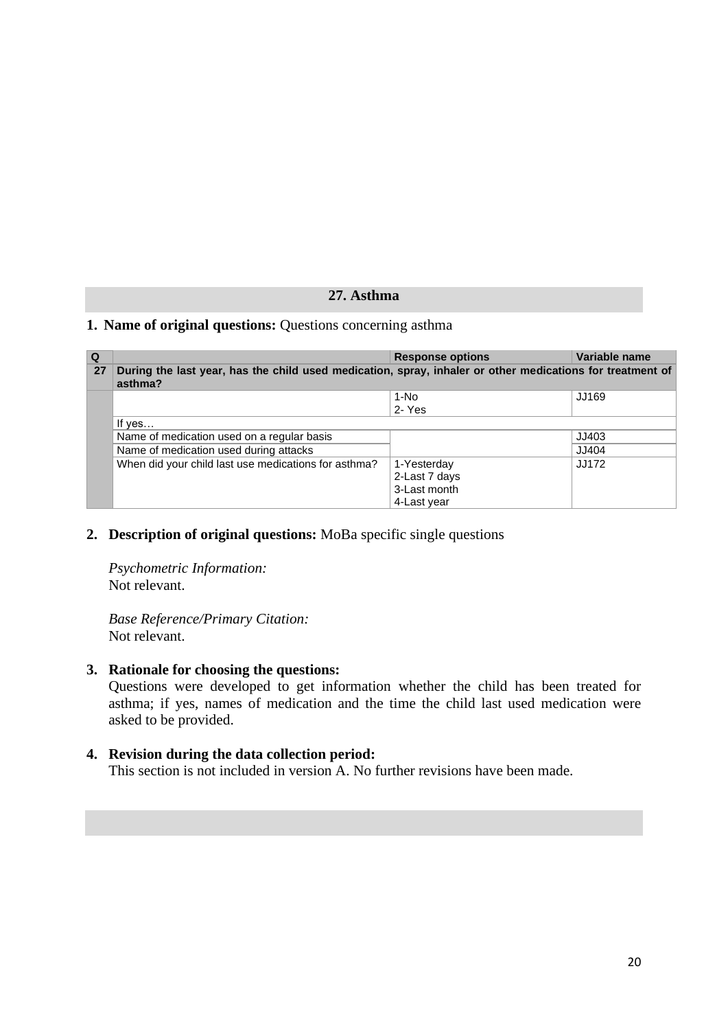## 27. Asthma

**1. Name of original questions:** Questions concerning asthma

| Q | | Response options | Variable name |
|---|---|---|---|
| **27** | **During the last year, has the child used medication, spray, inhaler or other medications for treatment of asthma?** | | |
| | | 1-No<br>2- Yes | JJ169 |
| | If yes… | | |
| | Name of medication used on a regular basis | | JJ403 |
| | Name of medication used during attacks | | JJ404 |
| | When did your child last use medications for asthma? | 1-Yesterday<br>2-Last 7 days<br>3-Last month<br>4-Last year | JJ172 |

2. **Description of original questions:** MoBa specific single questions

   *Psychometric Information:*
   Not relevant.

   *Base Reference/Primary Citation:*
   Not relevant.

3. **Rationale for choosing the questions:**
   Questions were developed to get information whether the child has been treated for asthma; if yes, names of medication and the time the child last used medication were asked to be provided.

4. **Revision during the data collection period:**
   This section is not included in version A. No further revisions have been made.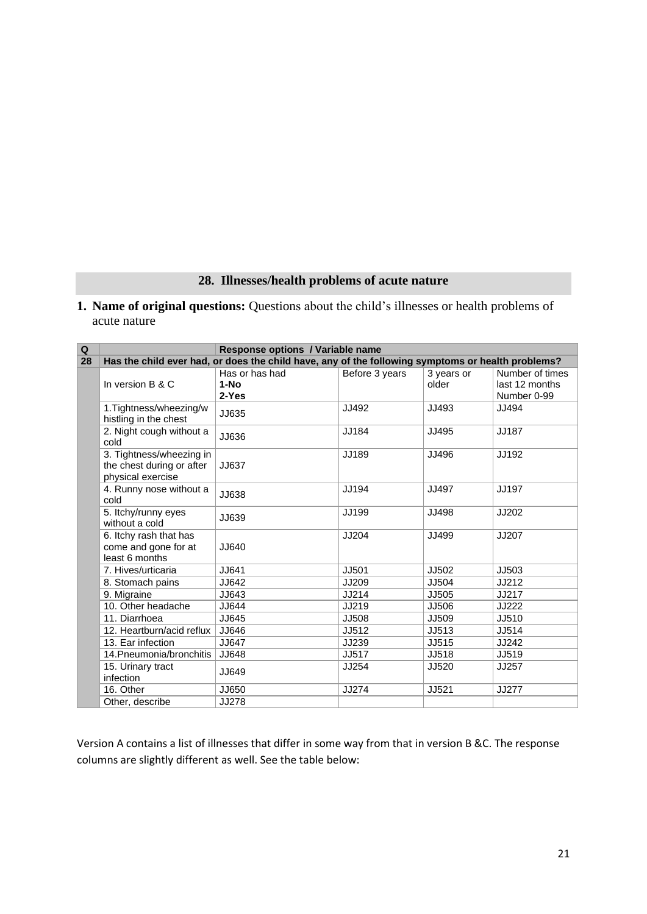## 28. Illnesses/health problems of acute nature

1. **Name of original questions:** Questions about the child's illnesses or health problems of acute nature

| Q | | Response options / Variable name | | | |
|---|---|---|---|---|---|
| 28 | Has the child ever had, or does the child have, any of the following symptoms or health problems? | | | | |
| | In version B & C | Has or has had **1-No** **2-Yes** | Before 3 years | 3 years or older | Number of times last 12 months Number 0-99 |
| | 1.Tightness/wheezing/whistling in the chest | JJ635 | JJ492 | JJ493 | JJ494 |
| | 2. Night cough without a cold | JJ636 | JJ184 | JJ495 | JJ187 |
| | 3. Tightness/wheezing in the chest during or after physical exercise | JJ637 | JJ189 | JJ496 | JJ192 |
| | 4. Runny nose without a cold | JJ638 | JJ194 | JJ497 | JJ197 |
| | 5. Itchy/runny eyes without a cold | JJ639 | JJ199 | JJ498 | JJ202 |
| | 6. Itchy rash that has come and gone for at least 6 months | JJ640 | JJ204 | JJ499 | JJ207 |
| | 7. Hives/urticaria | JJ641 | JJ501 | JJ502 | JJ503 |
| | 8. Stomach pains | JJ642 | JJ209 | JJ504 | JJ212 |
| | 9. Migraine | JJ643 | JJ214 | JJ505 | JJ217 |
| | 10. Other headache | JJ644 | JJ219 | JJ506 | JJ222 |
| | 11. Diarrhoea | JJ645 | JJ508 | JJ509 | JJ510 |
| | 12. Heartburn/acid reflux | JJ646 | JJ512 | JJ513 | JJ514 |
| | 13. Ear infection | JJ647 | JJ239 | JJ515 | JJ242 |
| | 14.Pneumonia/bronchitis | JJ648 | JJ517 | JJ518 | JJ519 |
| | 15. Urinary tract infection | JJ649 | JJ254 | JJ520 | JJ257 |
| | 16. Other | JJ650 | JJ274 | JJ521 | JJ277 |
| | Other, describe | JJ278 | | | |

Version A contains a list of illnesses that differ in some way from that in version B &C. The response columns are slightly different as well. See the table below: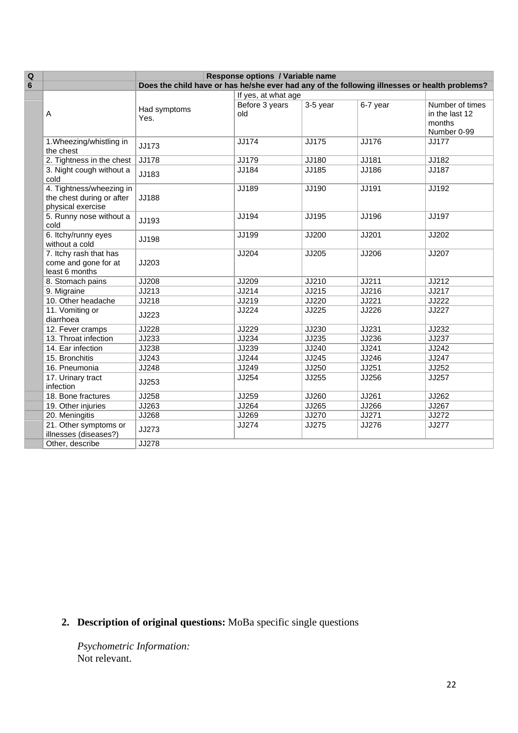| Q | | Response options / Variable name | | | | |
|---|---|---|---|---|---|---|
| 6 | | Does the child have or has he/she ever had any of the following illnesses or health problems? | | | | |
| | A | Had symptoms Yes. | If yes, at what age | | | |
| | | | Before 3 years old | 3-5 year | 6-7 year | Number of times in the last 12 months Number 0-99 |
| | 1.Wheezing/whistling in the chest | JJ173 | JJ174 | JJ175 | JJ176 | JJ177 |
| | 2. Tightness in the chest | JJ178 | JJ179 | JJ180 | JJ181 | JJ182 |
| | 3. Night cough without a cold | JJ183 | JJ184 | JJ185 | JJ186 | JJ187 |
| | 4. Tightness/wheezing in the chest during or after physical exercise | JJ188 | JJ189 | JJ190 | JJ191 | JJ192 |
| | 5. Runny nose without a cold | JJ193 | JJ194 | JJ195 | JJ196 | JJ197 |
| | 6. Itchy/runny eyes without a cold | JJ198 | JJ199 | JJ200 | JJ201 | JJ202 |
| | 7. Itchy rash that has come and gone for at least 6 months | JJ203 | JJ204 | JJ205 | JJ206 | JJ207 |
| | 8. Stomach pains | JJ208 | JJ209 | JJ210 | JJ211 | JJ212 |
| | 9. Migraine | JJ213 | JJ214 | JJ215 | JJ216 | JJ217 |
| | 10. Other headache | JJ218 | JJ219 | JJ220 | JJ221 | JJ222 |
| | 11. Vomiting or diarrhoea | JJ223 | JJ224 | JJ225 | JJ226 | JJ227 |
| | 12. Fever cramps | JJ228 | JJ229 | JJ230 | JJ231 | JJ232 |
| | 13. Throat infection | JJ233 | JJ234 | JJ235 | JJ236 | JJ237 |
| | 14. Ear infection | JJ238 | JJ239 | JJ240 | JJ241 | JJ242 |
| | 15. Bronchitis | JJ243 | JJ244 | JJ245 | JJ246 | JJ247 |
| | 16. Pneumonia | JJ248 | JJ249 | JJ250 | JJ251 | JJ252 |
| | 17. Urinary tract infection | JJ253 | JJ254 | JJ255 | JJ256 | JJ257 |
| | 18. Bone fractures | JJ258 | JJ259 | JJ260 | JJ261 | JJ262 |
| | 19. Other injuries | JJ263 | JJ264 | JJ265 | JJ266 | JJ267 |
| | 20. Meningitis | JJ268 | JJ269 | JJ270 | JJ271 | JJ272 |
| | 21. Other symptoms or illnesses (diseases?) | JJ273 | JJ274 | JJ275 | JJ276 | JJ277 |
| | Other, describe | JJ278 | | | | |

2. **Description of original questions:** MoBa specific single questions

*Psychometric Information:*
Not relevant.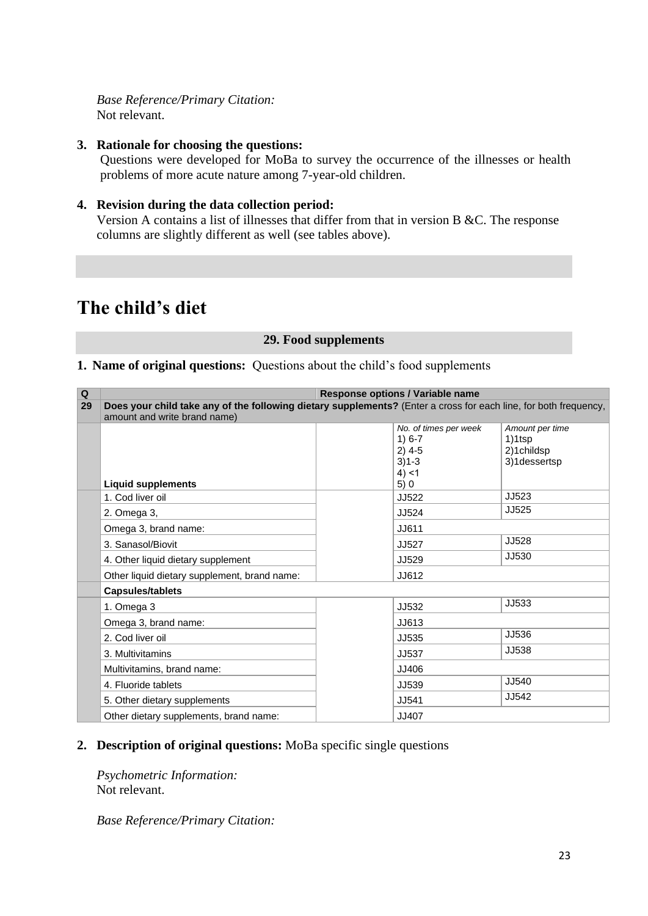*Base Reference/Primary Citation:*
Not relevant.

3. **Rationale for choosing the questions:**
   Questions were developed for MoBa to survey the occurrence of the illnesses or health problems of more acute nature among 7-year-old children.

4. **Revision during the data collection period:**
   Version A contains a list of illnesses that differ from that in version B &C. The response columns are slightly different as well (see tables above).

# The child's diet

## 29. Food supplements

1. **Name of original questions:** Questions about the child's food supplements

| Q | | Response options / Variable name | | |
|---|---|---|---|---|
| **29** | **Does your child take any of the following dietary supplements?** (Enter a cross for each line, for both frequency, amount and write brand name) | | | |
| | **Liquid supplements** | | *No. of times per week* 1) 6-7 2) 4-5 3)1-3 4) <1 5) 0 | *Amount per time* 1)1tsp 2)1childsp 3)1dessertsp |
| | 1. Cod liver oil | | JJ522 | JJ523 |
| | 2. Omega 3, | | JJ524 | JJ525 |
| | Omega 3, brand name: | | JJ611 | |
| | 3. Sanasol/Biovit | | JJ527 | JJ528 |
| | 4. Other liquid dietary supplement | | JJ529 | JJ530 |
| | Other liquid dietary supplement, brand name: | | JJ612 | |
| | **Capsules/tablets** | | | |
| | 1. Omega 3 | | JJ532 | JJ533 |
| | Omega 3, brand name: | | JJ613 | |
| | 2. Cod liver oil | | JJ535 | JJ536 |
| | 3. Multivitamins | | JJ537 | JJ538 |
| | Multivitamins, brand name: | | JJ406 | |
| | 4. Fluoride tablets | | JJ539 | JJ540 |
| | 5. Other dietary supplements | | JJ541 | JJ542 |
| | Other dietary supplements, brand name: | | JJ407 | |

2. **Description of original questions:** MoBa specific single questions

   *Psychometric Information:*
   Not relevant.

   *Base Reference/Primary Citation:*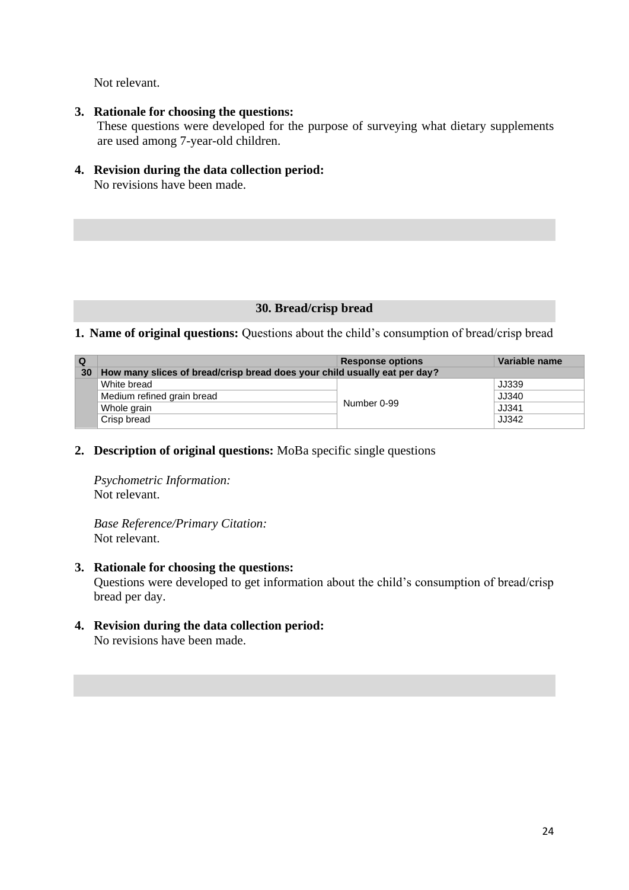Not relevant.

3. **Rationale for choosing the questions:**
   These questions were developed for the purpose of surveying what dietary supplements are used among 7-year-old children.

4. **Revision during the data collection period:**
   No revisions have been made.

## 30. Bread/crisp bread

1. **Name of original questions:** Questions about the child's consumption of bread/crisp bread

| Q | | Response options | Variable name |
|---|---|---|---|
| **30** | **How many slices of bread/crisp bread does your child usually eat per day?** | | |
| | White bread | Number 0-99 | JJ339 |
| | Medium refined grain bread | | JJ340 |
| | Whole grain | | JJ341 |
| | Crisp bread | | JJ342 |

2. **Description of original questions:** MoBa specific single questions

   *Psychometric Information:*
   Not relevant.

   *Base Reference/Primary Citation:*
   Not relevant.

3. **Rationale for choosing the questions:**
   Questions were developed to get information about the child's consumption of bread/crisp bread per day.

4. **Revision during the data collection period:**
   No revisions have been made.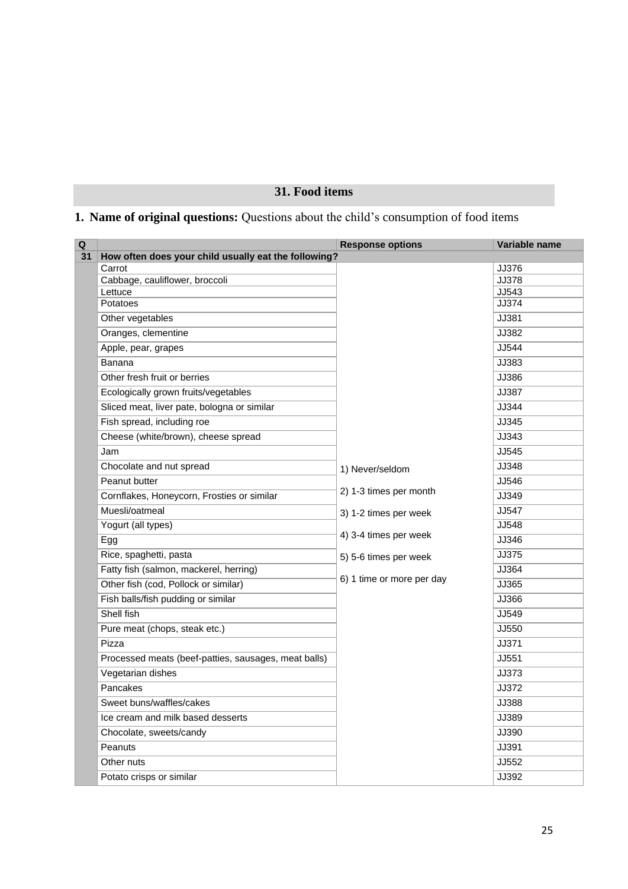## 31. Food items

**1. Name of original questions:** Questions about the child's consumption of food items

| Q | | Response options | Variable name |
|---|---|---|---|
| 31 | **How often does your child usually eat the following?** | | |
| | Carrot | 1) Never/seldom<br>2) 1-3 times per month<br>3) 1-2 times per week<br>4) 3-4 times per week<br>5) 5-6 times per week<br>6) 1 time or more per day | JJ376 |
| | Cabbage, cauliflower, broccoli | | JJ378 |
| | Lettuce | | JJ543 |
| | Potatoes | | JJ374 |
| | Other vegetables | | JJ381 |
| | Oranges, clementine | | JJ382 |
| | Apple, pear, grapes | | JJ544 |
| | Banana | | JJ383 |
| | Other fresh fruit or berries | | JJ386 |
| | Ecologically grown fruits/vegetables | | JJ387 |
| | Sliced meat, liver pate, bologna or similar | | JJ344 |
| | Fish spread, including roe | | JJ345 |
| | Cheese (white/brown), cheese spread | | JJ343 |
| | Jam | | JJ545 |
| | Chocolate and nut spread | | JJ348 |
| | Peanut butter | | JJ546 |
| | Cornflakes, Honeycorn, Frosties or similar | | JJ349 |
| | Muesli/oatmeal | | JJ547 |
| | Yogurt (all types) | | JJ548 |
| | Egg | | JJ346 |
| | Rice, spaghetti, pasta | | JJ375 |
| | Fatty fish (salmon, mackerel, herring) | | JJ364 |
| | Other fish (cod, Pollock or similar) | | JJ365 |
| | Fish balls/fish pudding or similar | | JJ366 |
| | Shell fish | | JJ549 |
| | Pure meat (chops, steak etc.) | | JJ550 |
| | Pizza | | JJ371 |
| | Processed meats (beef-patties, sausages, meat balls) | | JJ551 |
| | Vegetarian dishes | | JJ373 |
| | Pancakes | | JJ372 |
| | Sweet buns/waffles/cakes | | JJ388 |
| | Ice cream and milk based desserts | | JJ389 |
| | Chocolate, sweets/candy | | JJ390 |
| | Peanuts | | JJ391 |
| | Other nuts | | JJ552 |
| | Potato crisps or similar | | JJ392 |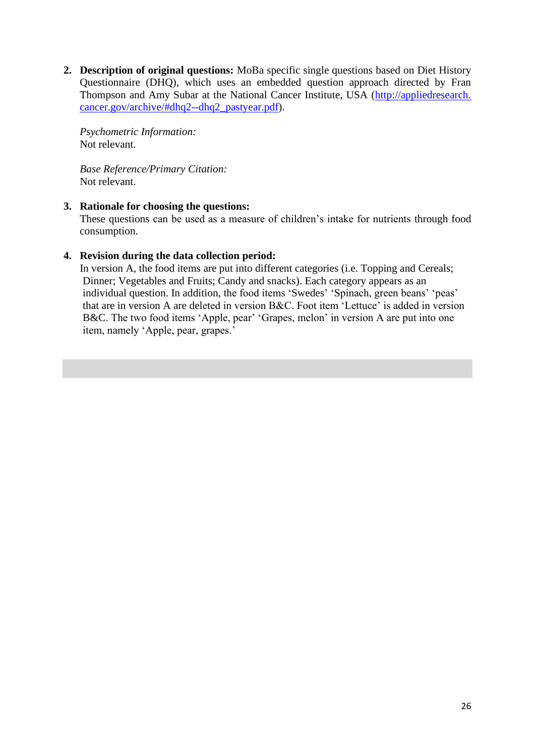2. **Description of original questions:** MoBa specific single questions based on Diet History Questionnaire (DHQ), which uses an embedded question approach directed by Fran Thompson and Amy Subar at the National Cancer Institute, USA ([http://appliedresearch.cancer.gov/archive/#dhq2--dhq2_pastyear.pdf](http://appliedresearch.cancer.gov/archive/#dhq2--dhq2_pastyear.pdf)).

   *Psychometric Information:*
   Not relevant.

   *Base Reference/Primary Citation:*
   Not relevant.

3. **Rationale for choosing the questions:**
   These questions can be used as a measure of children's intake for nutrients through food consumption.

4. **Revision during the data collection period:**
   In version A, the food items are put into different categories (i.e. Topping and Cereals; Dinner; Vegetables and Fruits; Candy and snacks). Each category appears as an individual question. In addition, the food items 'Swedes' 'Spinach, green beans' 'peas' that are in version A are deleted in version B&C. Foot item 'Lettuce' is added in version B&C. The two food items 'Apple, pear' 'Grapes, melon' in version A are put into one item, namely 'Apple, pear, grapes.'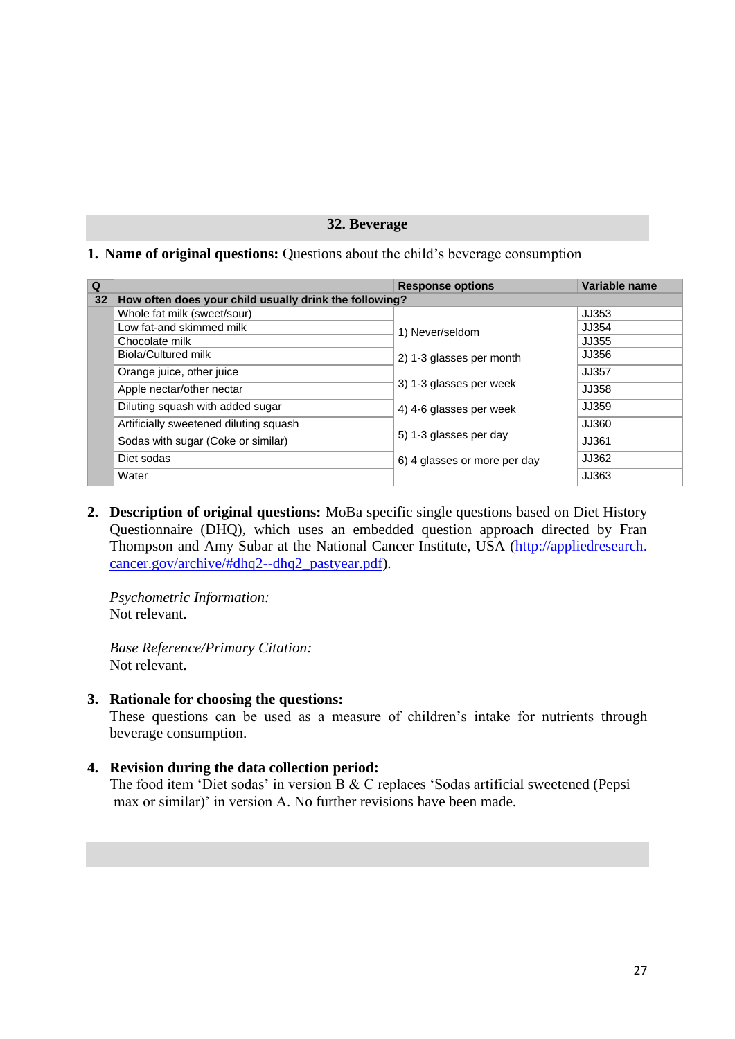## 32. Beverage

1. **Name of original questions:** Questions about the child's beverage consumption

| Q | | Response options | Variable name |
|---|---|---|---|
| 32 | How often does your child usually drink the following? | | |
| | Whole fat milk (sweet/sour) | 1) Never/seldom<br>2) 1-3 glasses per month<br>3) 1-3 glasses per week<br>4) 4-6 glasses per week<br>5) 1-3 glasses per day<br>6) 4 glasses or more per day | JJ353 |
| | Low fat-and skimmed milk | | JJ354 |
| | Chocolate milk | | JJ355 |
| | Biola/Cultured milk | | JJ356 |
| | Orange juice, other juice | | JJ357 |
| | Apple nectar/other nectar | | JJ358 |
| | Diluting squash with added sugar | | JJ359 |
| | Artificially sweetened diluting squash | | JJ360 |
| | Sodas with sugar (Coke or similar) | | JJ361 |
| | Diet sodas | | JJ362 |
| | Water | | JJ363 |

2. **Description of original questions:** MoBa specific single questions based on Diet History Questionnaire (DHQ), which uses an embedded question approach directed by Fran Thompson and Amy Subar at the National Cancer Institute, USA (http://appliedresearch.cancer.gov/archive/#dhq2--dhq2_pastyear.pdf).

   *Psychometric Information:*
   Not relevant.

   *Base Reference/Primary Citation:*
   Not relevant.

3. **Rationale for choosing the questions:**
   These questions can be used as a measure of children's intake for nutrients through beverage consumption.

4. **Revision during the data collection period:**
   The food item 'Diet sodas' in version B & C replaces 'Sodas artificial sweetened (Pepsi max or similar)' in version A. No further revisions have been made.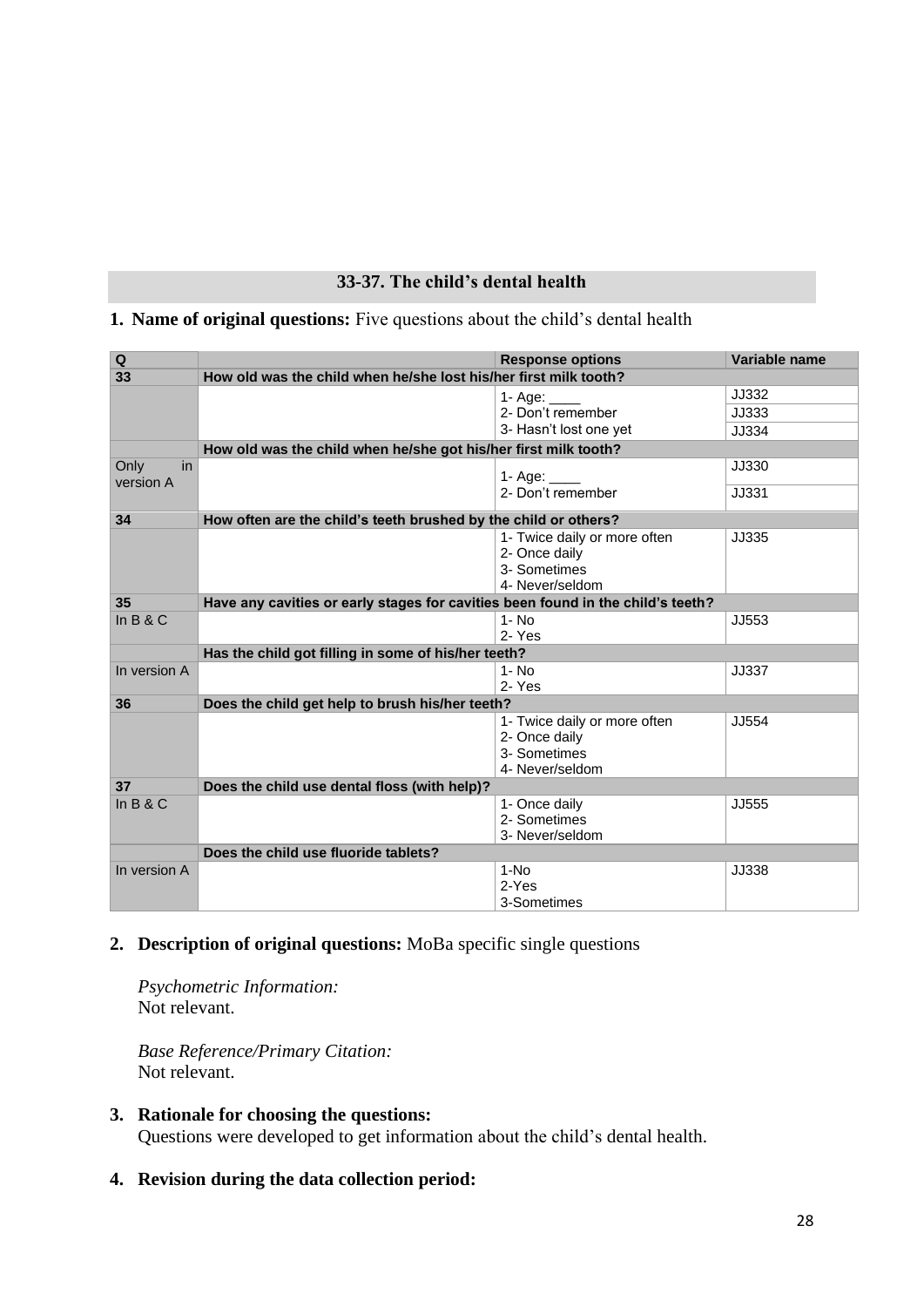## 33-37. The child's dental health

1. **Name of original questions:** Five questions about the child's dental health

| Q | | Response options | Variable name |
|---|---|---|---|
| **33** | **How old was the child when he/she lost his/her first milk tooth?** | | |
| | | 1- Age: ____ | JJ332 |
| | | 2- Don't remember | JJ333 |
| | | 3- Hasn't lost one yet | JJ334 |
| | **How old was the child when he/she got his/her first milk tooth?** | | |
| Only in version A | | 1- Age: ____ | JJ330 |
| | | 2- Don't remember | JJ331 |
| **34** | **How often are the child's teeth brushed by the child or others?** | | |
| | | 1- Twice daily or more often<br>2- Once daily<br>3- Sometimes<br>4- Never/seldom | JJ335 |
| **35** | **Have any cavities or early stages for cavities been found in the child's teeth?** | | |
| In B & C | | 1- No<br>2- Yes | JJ553 |
| | **Has the child got filling in some of his/her teeth?** | | |
| In version A | | 1- No<br>2- Yes | JJ337 |
| **36** | **Does the child get help to brush his/her teeth?** | | |
| | | 1- Twice daily or more often<br>2- Once daily<br>3- Sometimes<br>4- Never/seldom | JJ554 |
| **37** | **Does the child use dental floss (with help)?** | | |
| In B & C | | 1- Once daily<br>2- Sometimes<br>3- Never/seldom | JJ555 |
| | **Does the child use fluoride tablets?** | | |
| In version A | | 1-No<br>2-Yes<br>3-Sometimes | JJ338 |

2. **Description of original questions:** MoBa specific single questions

   *Psychometric Information:*
   Not relevant.

   *Base Reference/Primary Citation:*
   Not relevant.

3. **Rationale for choosing the questions:**
   Questions were developed to get information about the child's dental health.

4. **Revision during the data collection period:**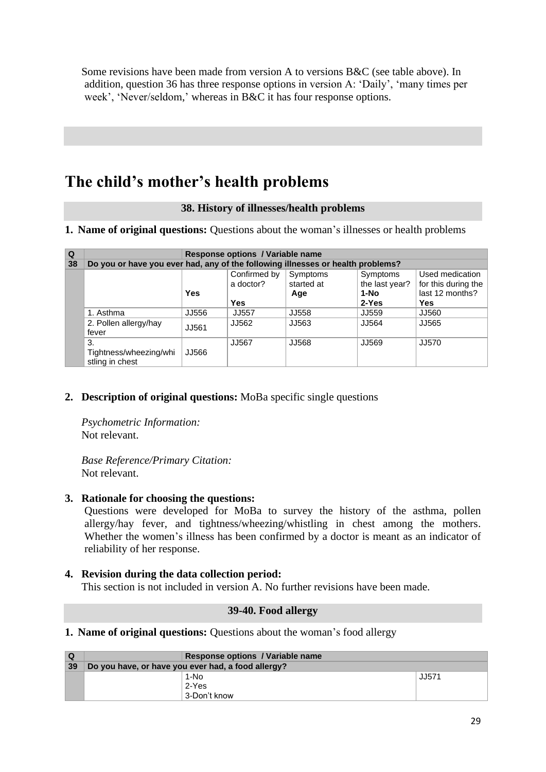Some revisions have been made from version A to versions B&C (see table above). In addition, question 36 has three response options in version A: 'Daily', 'many times per week', 'Never/seldom,' whereas in B&C it has four response options.

# The child's mother's health problems

### 38. History of illnesses/health problems

**1. Name of original questions:** Questions about the woman's illnesses or health problems

| Q | | Response options / Variable name | | | | |
|---|---|---|---|---|---|---|
| 38 | Do you or have you ever had, any of the following illnesses or health problems? | | | | | |
| | | Yes | Confirmed by a doctor? Yes | Symptoms started at Age | Symptoms the last year? 1-No 2-Yes | Used medication for this during the last 12 months? Yes |
| | 1. Asthma | JJ556 | JJ557 | JJ558 | JJ559 | JJ560 |
| | 2. Pollen allergy/hay fever | JJ561 | JJ562 | JJ563 | JJ564 | JJ565 |
| | 3. Tightness/wheezing/whistling in chest | JJ566 | JJ567 | JJ568 | JJ569 | JJ570 |

**2. Description of original questions:** MoBa specific single questions

*Psychometric Information:*
Not relevant.

*Base Reference/Primary Citation:*
Not relevant.

**3. Rationale for choosing the questions:**
Questions were developed for MoBa to survey the history of the asthma, pollen allergy/hay fever, and tightness/wheezing/whistling in chest among the mothers. Whether the women's illness has been confirmed by a doctor is meant as an indicator of reliability of her response.

**4. Revision during the data collection period:**
This section is not included in version A. No further revisions have been made.

### 39-40. Food allergy

**1. Name of original questions:** Questions about the woman's food allergy

| Q | | Response options / Variable name | |
|---|---|---|---|
| 39 | Do you have, or have you ever had, a food allergy? | | |
| | | 1-No<br>2-Yes<br>3-Don't know | JJ571 |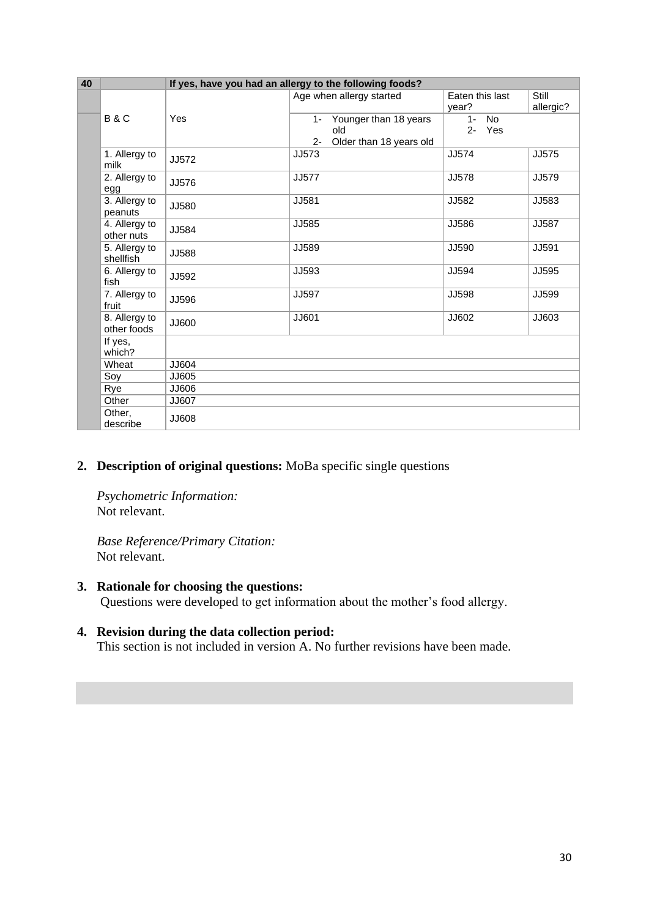| 40 | | If yes, have you had an allergy to the following foods? | | | |
|---|---|---|---|---|---|
| | B & C | Yes | Age when allergy started<br>1- Younger than 18 years old<br>2- Older than 18 years old | Eaten this last year?<br>1- No<br>2- Yes | Still allergic? |
| | 1. Allergy to milk | JJ572 | JJ573 | JJ574 | JJ575 |
| | 2. Allergy to egg | JJ576 | JJ577 | JJ578 | JJ579 |
| | 3. Allergy to peanuts | JJ580 | JJ581 | JJ582 | JJ583 |
| | 4. Allergy to other nuts | JJ584 | JJ585 | JJ586 | JJ587 |
| | 5. Allergy to shellfish | JJ588 | JJ589 | JJ590 | JJ591 |
| | 6. Allergy to fish | JJ592 | JJ593 | JJ594 | JJ595 |
| | 7. Allergy to fruit | JJ596 | JJ597 | JJ598 | JJ599 |
| | 8. Allergy to other foods | JJ600 | JJ601 | JJ602 | JJ603 |
| | If yes, which? | | | | |
| | Wheat | JJ604 | | | |
| | Soy | JJ605 | | | |
| | Rye | JJ606 | | | |
| | Other | JJ607 | | | |
| | Other, describe | JJ608 | | | |

2. **Description of original questions:** MoBa specific single questions

   *Psychometric Information:*
   Not relevant.

   *Base Reference/Primary Citation:*
   Not relevant.

3. **Rationale for choosing the questions:**
   Questions were developed to get information about the mother's food allergy.

4. **Revision during the data collection period:**
   This section is not included in version A. No further revisions have been made.